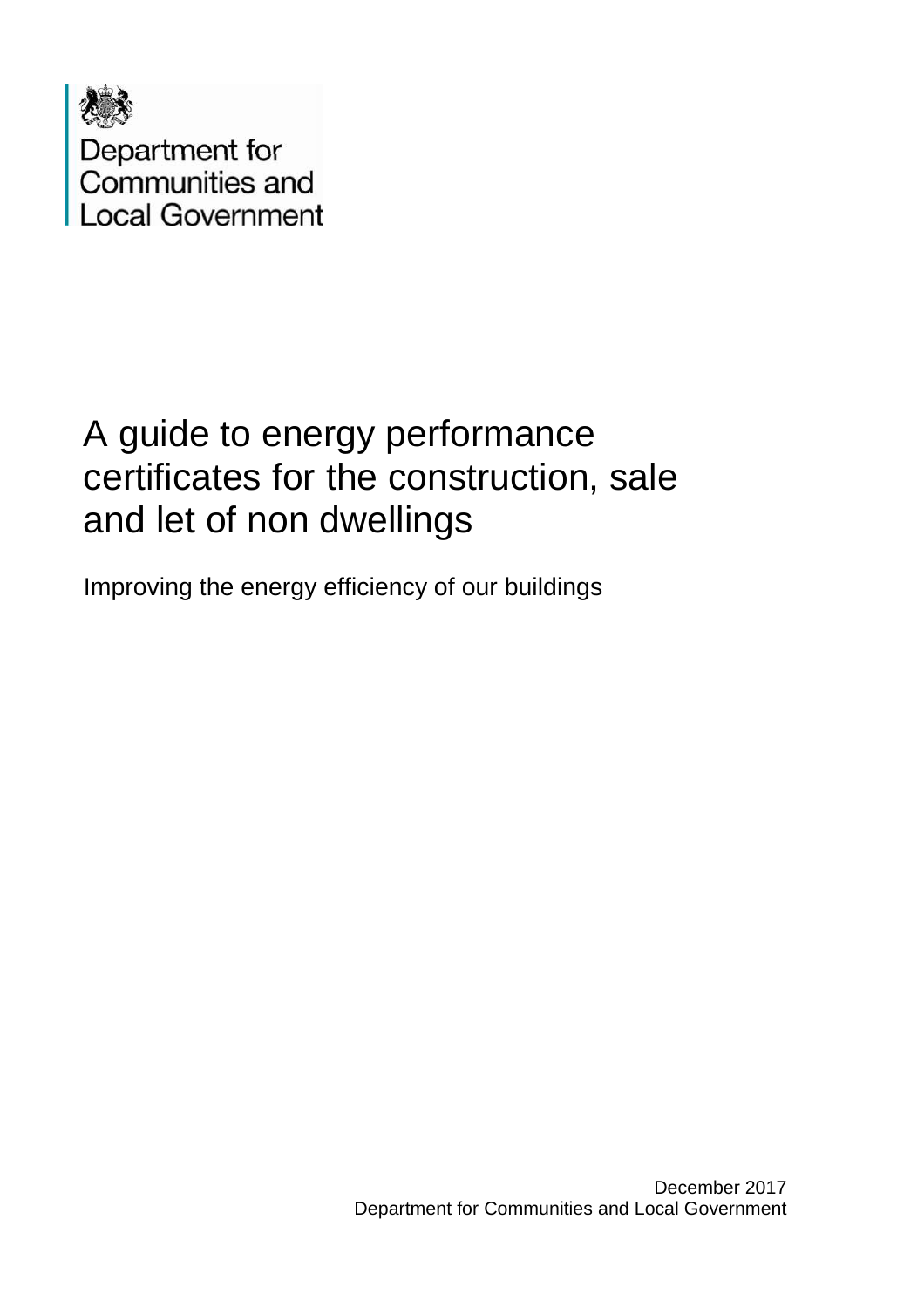Department for
Communities and
Local Government

# A guide to energy performance certificates for the construction, sale and let of non dwellings

Improving the energy efficiency of our buildings

December 2017
Department for Communities and Local Government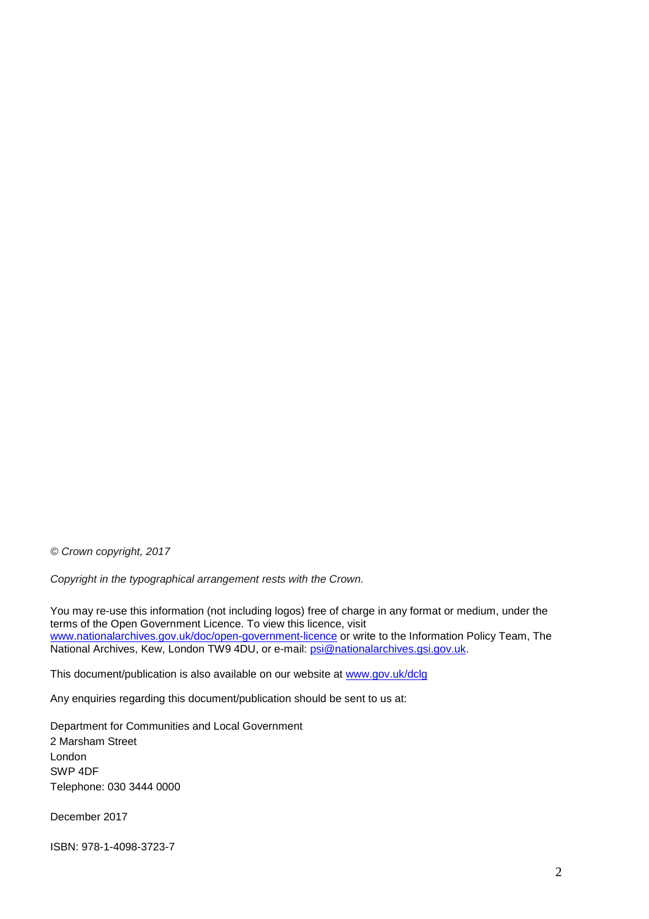*© Crown copyright, 2017*

*Copyright in the typographical arrangement rests with the Crown.*

You may re-use this information (not including logos) free of charge in any format or medium, under the terms of the Open Government Licence. To view this licence, visit www.nationalarchives.gov.uk/doc/open-government-licence or write to the Information Policy Team, The National Archives, Kew, London TW9 4DU, or e-mail: psi@nationalarchives.gsi.gov.uk.

This document/publication is also available on our website at www.gov.uk/dclg

Any enquiries regarding this document/publication should be sent to us at:

Department for Communities and Local Government
2 Marsham Street
London
SWP 4DF
Telephone: 030 3444 0000

December 2017

ISBN: 978-1-4098-3723-7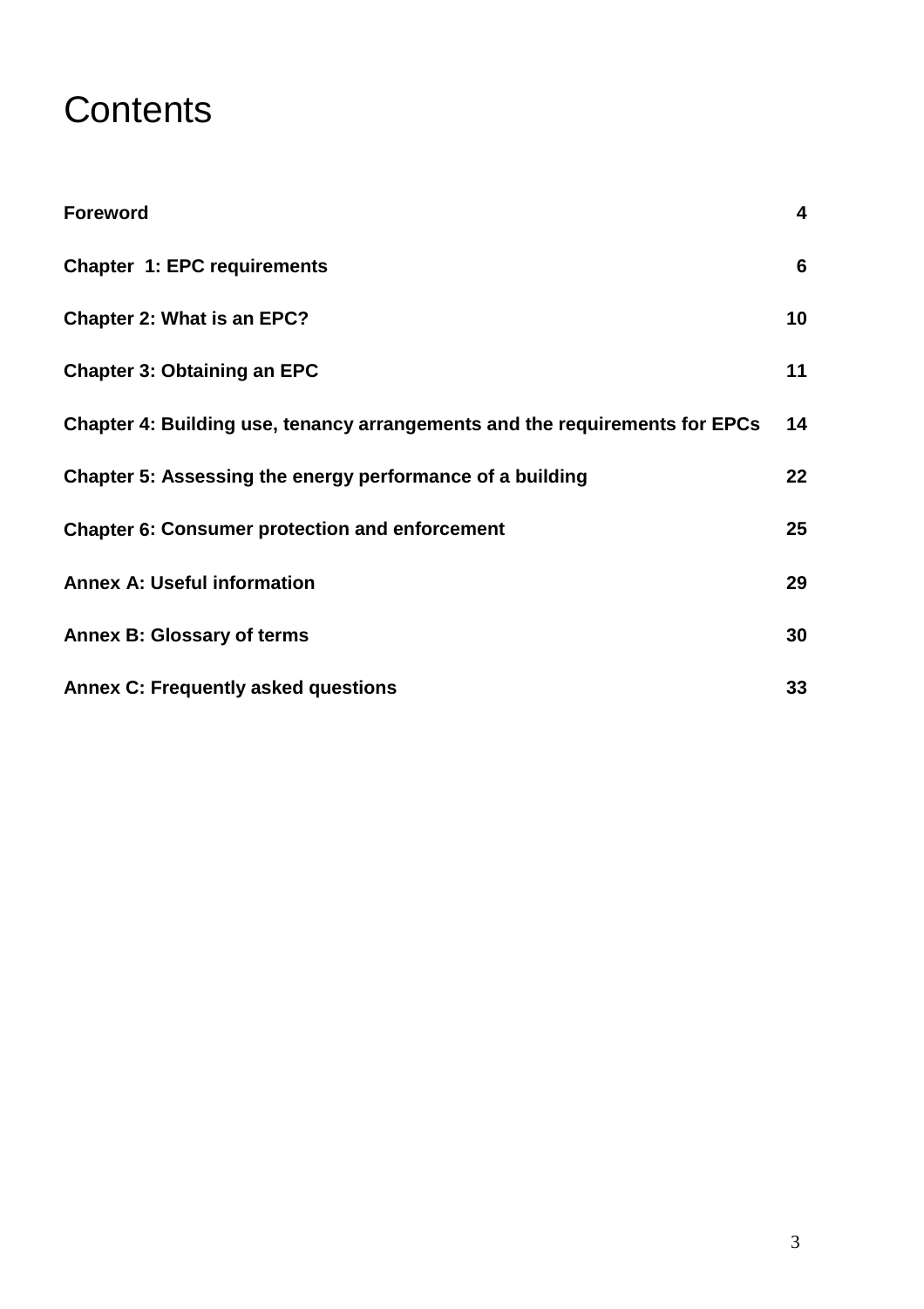# Contents

| | |
|---|---|
| **Foreword** | **4** |
| **Chapter 1: EPC requirements** | **6** |
| **Chapter 2: What is an EPC?** | **10** |
| **Chapter 3: Obtaining an EPC** | **11** |
| **Chapter 4: Building use, tenancy arrangements and the requirements for EPCs** | **14** |
| **Chapter 5: Assessing the energy performance of a building** | **22** |
| **Chapter 6: Consumer protection and enforcement** | **25** |
| **Annex A: Useful information** | **29** |
| **Annex B: Glossary of terms** | **30** |
| **Annex C: Frequently asked questions** | **33** |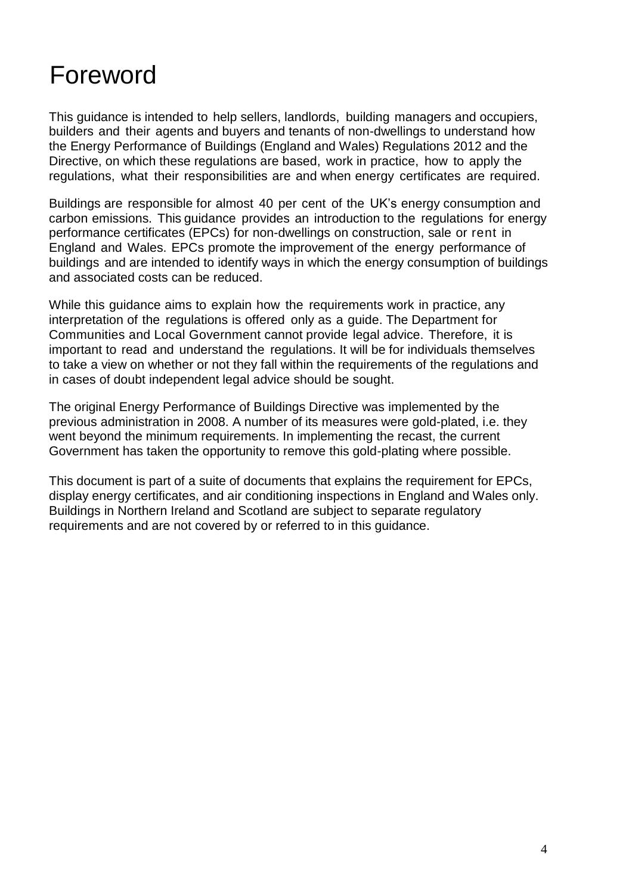# Foreword

This guidance is intended to help sellers, landlords, building managers and occupiers, builders and their agents and buyers and tenants of non-dwellings to understand how the Energy Performance of Buildings (England and Wales) Regulations 2012 and the Directive, on which these regulations are based, work in practice, how to apply the regulations, what their responsibilities are and when energy certificates are required.

Buildings are responsible for almost 40 per cent of the UK's energy consumption and carbon emissions. This guidance provides an introduction to the regulations for energy performance certificates (EPCs) for non-dwellings on construction, sale or rent in England and Wales. EPCs promote the improvement of the energy performance of buildings and are intended to identify ways in which the energy consumption of buildings and associated costs can be reduced.

While this guidance aims to explain how the requirements work in practice, any interpretation of the regulations is offered only as a guide. The Department for Communities and Local Government cannot provide legal advice. Therefore, it is important to read and understand the regulations. It will be for individuals themselves to take a view on whether or not they fall within the requirements of the regulations and in cases of doubt independent legal advice should be sought.

The original Energy Performance of Buildings Directive was implemented by the previous administration in 2008. A number of its measures were gold-plated, i.e. they went beyond the minimum requirements. In implementing the recast, the current Government has taken the opportunity to remove this gold-plating where possible.

This document is part of a suite of documents that explains the requirement for EPCs, display energy certificates, and air conditioning inspections in England and Wales only. Buildings in Northern Ireland and Scotland are subject to separate regulatory requirements and are not covered by or referred to in this guidance.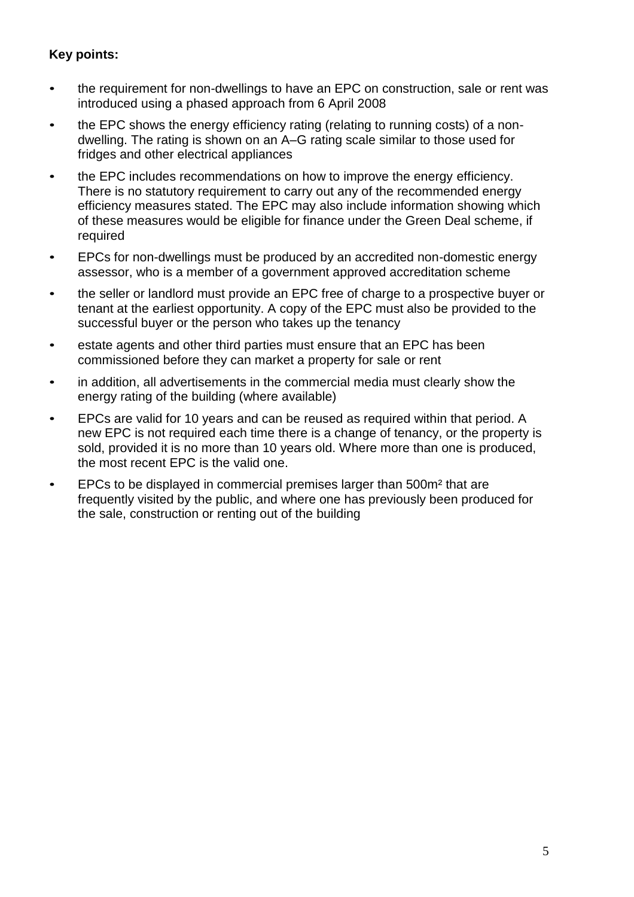**Key points:**

- the requirement for non-dwellings to have an EPC on construction, sale or rent was introduced using a phased approach from 6 April 2008
- the EPC shows the energy efficiency rating (relating to running costs) of a non-dwelling. The rating is shown on an A–G rating scale similar to those used for fridges and other electrical appliances
- the EPC includes recommendations on how to improve the energy efficiency. There is no statutory requirement to carry out any of the recommended energy efficiency measures stated. The EPC may also include information showing which of these measures would be eligible for finance under the Green Deal scheme, if required
- EPCs for non-dwellings must be produced by an accredited non-domestic energy assessor, who is a member of a government approved accreditation scheme
- the seller or landlord must provide an EPC free of charge to a prospective buyer or tenant at the earliest opportunity. A copy of the EPC must also be provided to the successful buyer or the person who takes up the tenancy
- estate agents and other third parties must ensure that an EPC has been commissioned before they can market a property for sale or rent
- in addition, all advertisements in the commercial media must clearly show the energy rating of the building (where available)
- EPCs are valid for 10 years and can be reused as required within that period. A new EPC is not required each time there is a change of tenancy, or the property is sold, provided it is no more than 10 years old. Where more than one is produced, the most recent EPC is the valid one.
- EPCs to be displayed in commercial premises larger than 500m² that are frequently visited by the public, and where one has previously been produced for the sale, construction or renting out of the building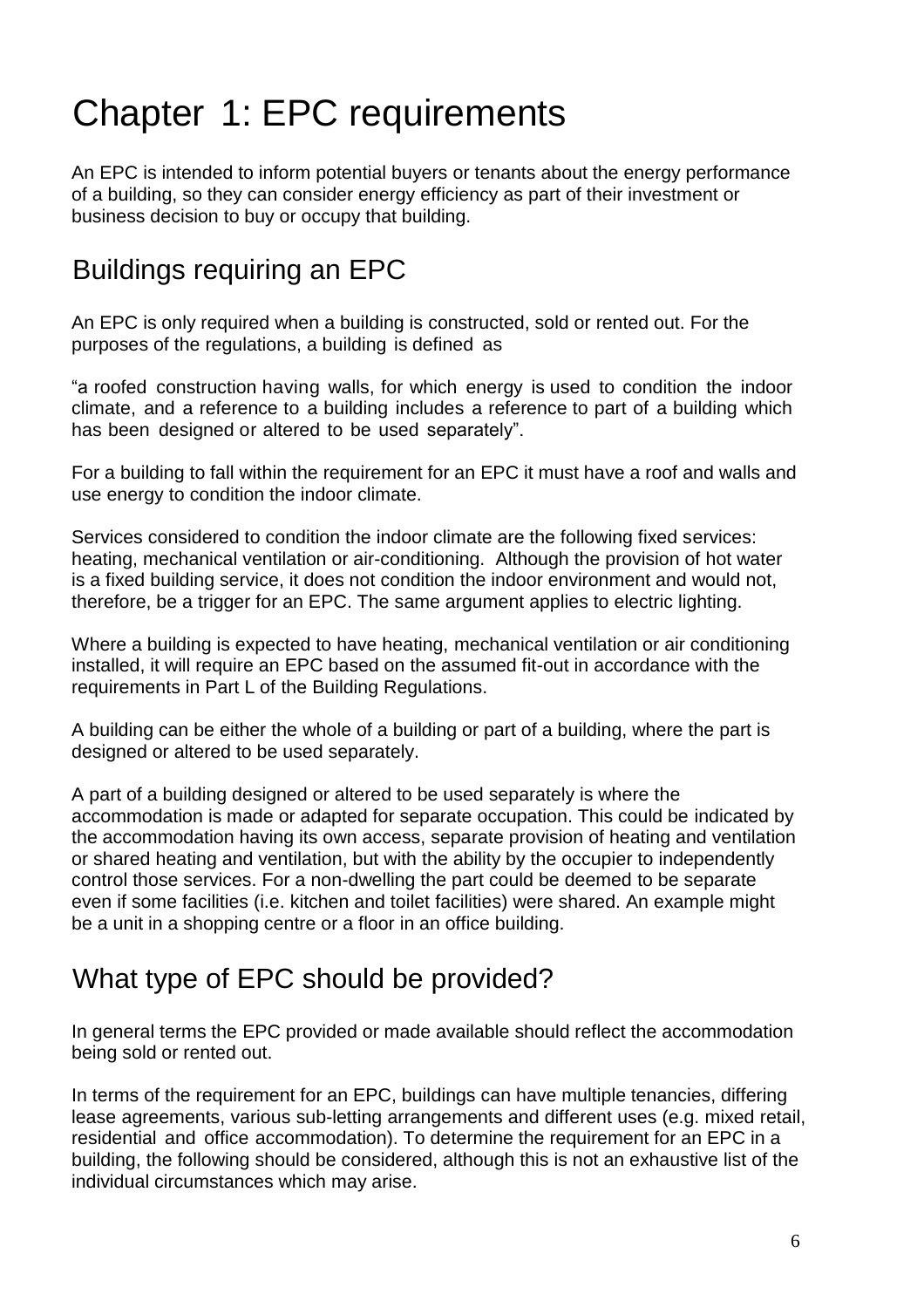# Chapter 1: EPC requirements

An EPC is intended to inform potential buyers or tenants about the energy performance of a building, so they can consider energy efficiency as part of their investment or business decision to buy or occupy that building.

## Buildings requiring an EPC

An EPC is only required when a building is constructed, sold or rented out. For the purposes of the regulations, a building is defined as

"a roofed construction having walls, for which energy is used to condition the indoor climate, and a reference to a building includes a reference to part of a building which has been designed or altered to be used separately".

For a building to fall within the requirement for an EPC it must have a roof and walls and use energy to condition the indoor climate.

Services considered to condition the indoor climate are the following fixed services: heating, mechanical ventilation or air-conditioning. Although the provision of hot water is a fixed building service, it does not condition the indoor environment and would not, therefore, be a trigger for an EPC. The same argument applies to electric lighting.

Where a building is expected to have heating, mechanical ventilation or air conditioning installed, it will require an EPC based on the assumed fit-out in accordance with the requirements in Part L of the Building Regulations.

A building can be either the whole of a building or part of a building, where the part is designed or altered to be used separately.

A part of a building designed or altered to be used separately is where the accommodation is made or adapted for separate occupation. This could be indicated by the accommodation having its own access, separate provision of heating and ventilation or shared heating and ventilation, but with the ability by the occupier to independently control those services. For a non-dwelling the part could be deemed to be separate even if some facilities (i.e. kitchen and toilet facilities) were shared. An example might be a unit in a shopping centre or a floor in an office building.

## What type of EPC should be provided?

In general terms the EPC provided or made available should reflect the accommodation being sold or rented out.

In terms of the requirement for an EPC, buildings can have multiple tenancies, differing lease agreements, various sub-letting arrangements and different uses (e.g. mixed retail, residential and office accommodation). To determine the requirement for an EPC in a building, the following should be considered, although this is not an exhaustive list of the individual circumstances which may arise.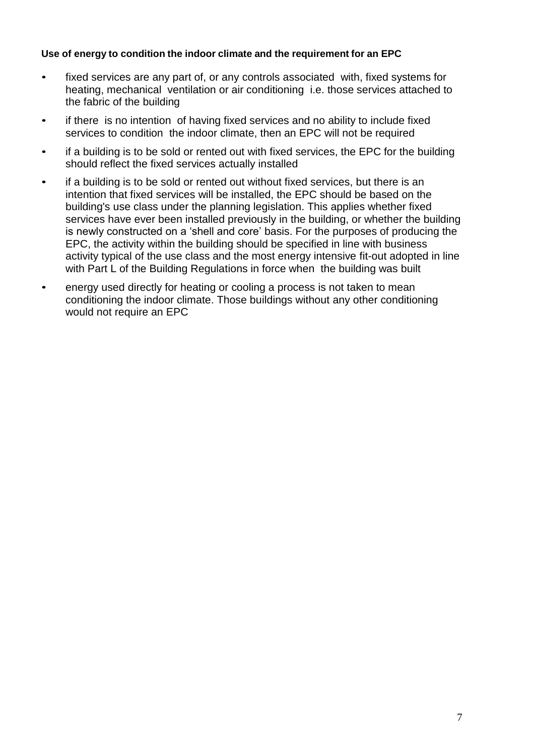**Use of energy to condition the indoor climate and the requirement for an EPC**

- fixed services are any part of, or any controls associated with, fixed systems for heating, mechanical ventilation or air conditioning i.e. those services attached to the fabric of the building
- if there is no intention of having fixed services and no ability to include fixed services to condition the indoor climate, then an EPC will not be required
- if a building is to be sold or rented out with fixed services, the EPC for the building should reflect the fixed services actually installed
- if a building is to be sold or rented out without fixed services, but there is an intention that fixed services will be installed, the EPC should be based on the building's use class under the planning legislation. This applies whether fixed services have ever been installed previously in the building, or whether the building is newly constructed on a 'shell and core' basis. For the purposes of producing the EPC, the activity within the building should be specified in line with business activity typical of the use class and the most energy intensive fit-out adopted in line with Part L of the Building Regulations in force when the building was built
- energy used directly for heating or cooling a process is not taken to mean conditioning the indoor climate. Those buildings without any other conditioning would not require an EPC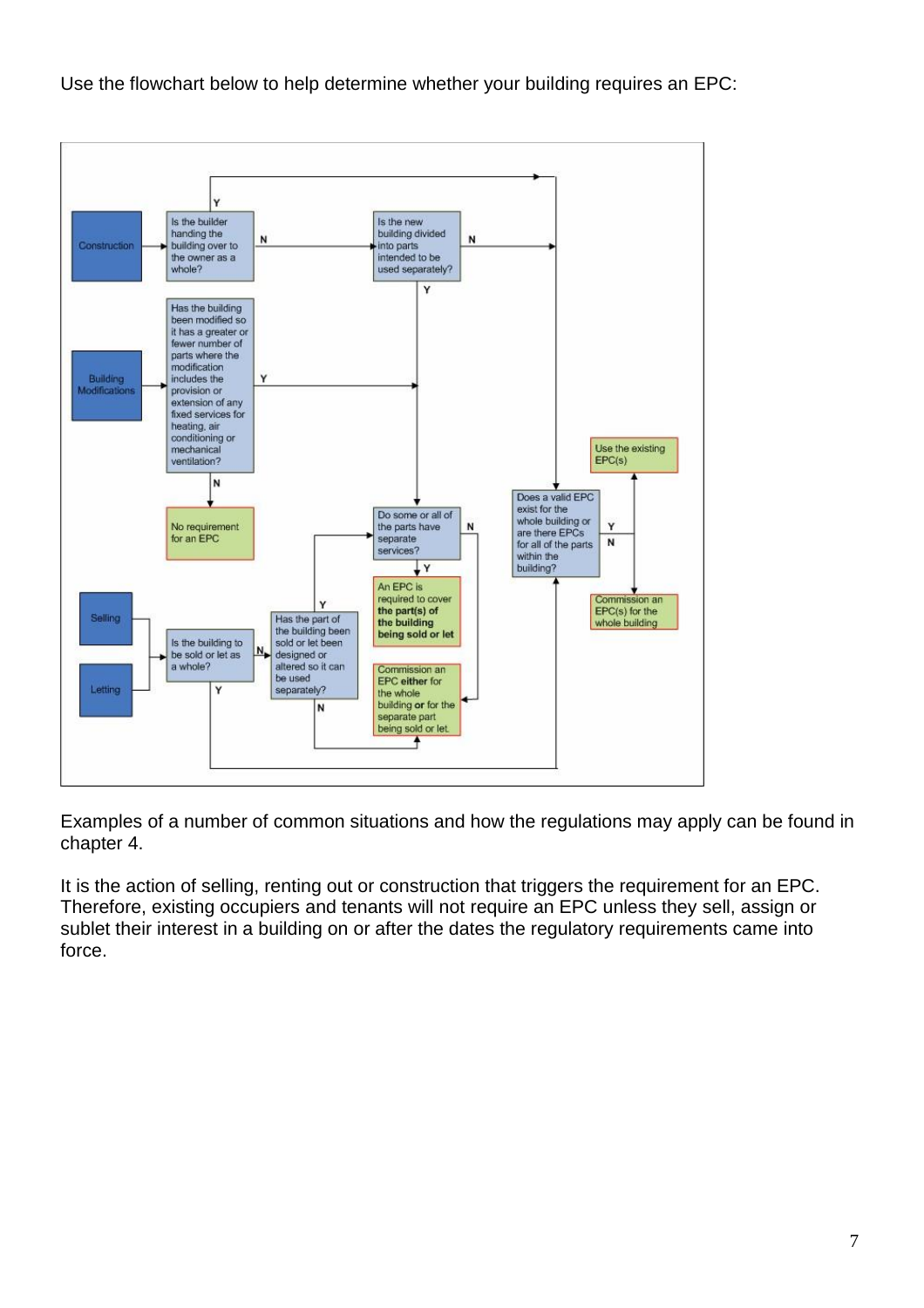Use the flowchart below to help determine whether your building requires an EPC:

- **Construction** → Is the builder handing the building over to the owner as a whole?
  - Y → Does a valid EPC exist for the whole building or are there EPCs for all of the parts within the building?
  - N → Is the new building divided into parts intended to be used separately?
    - Y → Do some or all of the parts have separate services?
    - N → Does a valid EPC exist for the whole building or are there EPCs for all of the parts within the building?
- **Building Modifications** → Has the building been modified so it has a greater or fewer number of parts where the modification includes the provision or extension of any fixed services for heating, air conditioning or mechanical ventilation?
  - Y → Do some or all of the parts have separate services?
  - N → No requirement for an EPC
- **Selling** / **Letting** → Is the building to be sold or let as a whole?
  - Y → Does a valid EPC exist for the whole building or are there EPCs for all of the parts within the building?
  - N → Has the part of the building been sold or let been designed or altered so it can be used separately?
    - Y → Do some or all of the parts have separate services?
    - N → Commission an EPC **either** for the whole building **or** for the separate part being sold or let.
- Do some or all of the parts have separate services?
  - Y → An EPC is required to cover **the part(s) of the building being sold or let**
  - N → Commission an EPC **either** for the whole building **or** for the separate part being sold or let.
- Does a valid EPC exist for the whole building or are there EPCs for all of the parts within the building?
  - Y → Use the existing EPC(s)
  - N → Commission an EPC(s) for the whole building

Examples of a number of common situations and how the regulations may apply can be found in chapter 4.

It is the action of selling, renting out or construction that triggers the requirement for an EPC. Therefore, existing occupiers and tenants will not require an EPC unless they sell, assign or sublet their interest in a building on or after the dates the regulatory requirements came into force.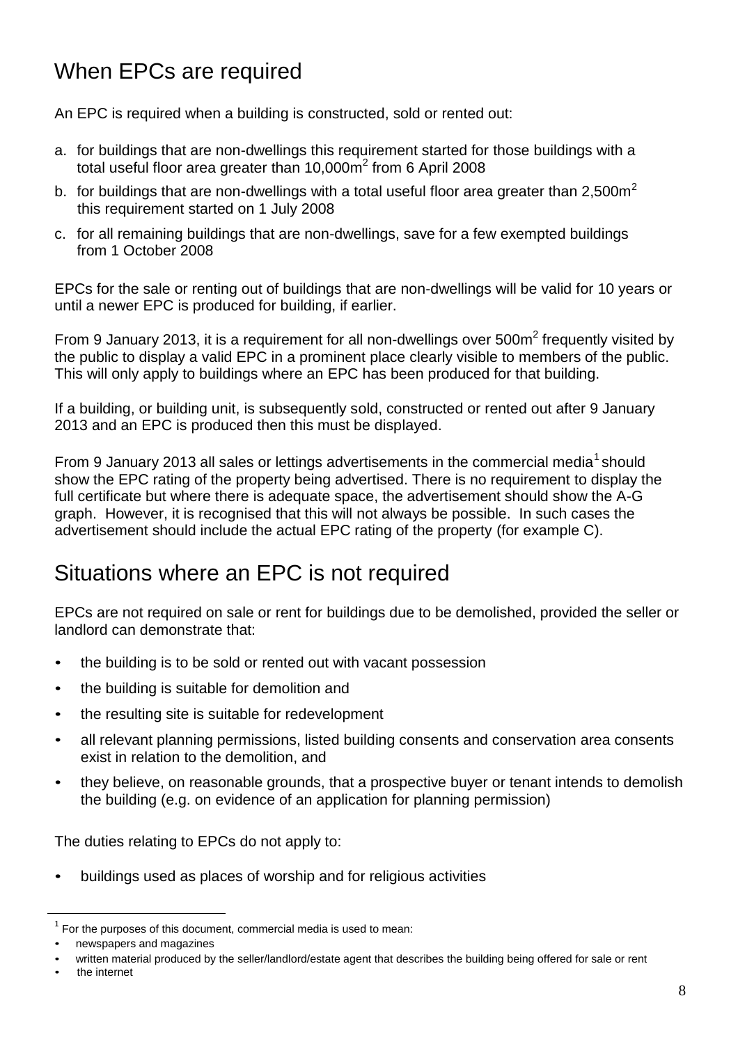## When EPCs are required

An EPC is required when a building is constructed, sold or rented out:

a. for buildings that are non-dwellings this requirement started for those buildings with a total useful floor area greater than 10,000m$^2$ from 6 April 2008

b. for buildings that are non-dwellings with a total useful floor area greater than 2,500m$^2$ this requirement started on 1 July 2008

c. for all remaining buildings that are non-dwellings, save for a few exempted buildings from 1 October 2008

EPCs for the sale or renting out of buildings that are non-dwellings will be valid for 10 years or until a newer EPC is produced for building, if earlier.

From 9 January 2013, it is a requirement for all non-dwellings over 500m$^2$ frequently visited by the public to display a valid EPC in a prominent place clearly visible to members of the public. This will only apply to buildings where an EPC has been produced for that building.

If a building, or building unit, is subsequently sold, constructed or rented out after 9 January 2013 and an EPC is produced then this must be displayed.

From 9 January 2013 all sales or lettings advertisements in the commercial media[1] should show the EPC rating of the property being advertised. There is no requirement to display the full certificate but where there is adequate space, the advertisement should show the A-G graph. However, it is recognised that this will not always be possible. In such cases the advertisement should include the actual EPC rating of the property (for example C).

## Situations where an EPC is not required

EPCs are not required on sale or rent for buildings due to be demolished, provided the seller or landlord can demonstrate that:

- the building is to be sold or rented out with vacant possession
- the building is suitable for demolition and
- the resulting site is suitable for redevelopment
- all relevant planning permissions, listed building consents and conservation area consents exist in relation to the demolition, and
- they believe, on reasonable grounds, that a prospective buyer or tenant intends to demolish the building (e.g. on evidence of an application for planning permission)

The duties relating to EPCs do not apply to:

- buildings used as places of worship and for religious activities

---

[1] For the purposes of this document, commercial media is used to mean:

- newspapers and magazines
- written material produced by the seller/landlord/estate agent that describes the building being offered for sale or rent
- the internet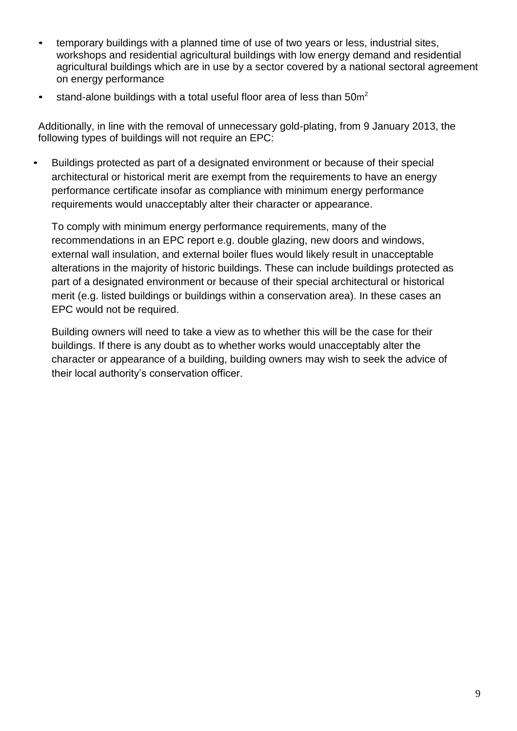- temporary buildings with a planned time of use of two years or less, industrial sites, workshops and residential agricultural buildings with low energy demand and residential agricultural buildings which are in use by a sector covered by a national sectoral agreement on energy performance
- stand-alone buildings with a total useful floor area of less than $50m^2$

Additionally, in line with the removal of unnecessary gold-plating, from 9 January 2013, the following types of buildings will not require an EPC:

- Buildings protected as part of a designated environment or because of their special architectural or historical merit are exempt from the requirements to have an energy performance certificate insofar as compliance with minimum energy performance requirements would unacceptably alter their character or appearance.

  To comply with minimum energy performance requirements, many of the recommendations in an EPC report e.g. double glazing, new doors and windows, external wall insulation, and external boiler flues would likely result in unacceptable alterations in the majority of historic buildings. These can include buildings protected as part of a designated environment or because of their special architectural or historical merit (e.g. listed buildings or buildings within a conservation area). In these cases an EPC would not be required.

  Building owners will need to take a view as to whether this will be the case for their buildings. If there is any doubt as to whether works would unacceptably alter the character or appearance of a building, building owners may wish to seek the advice of their local authority's conservation officer.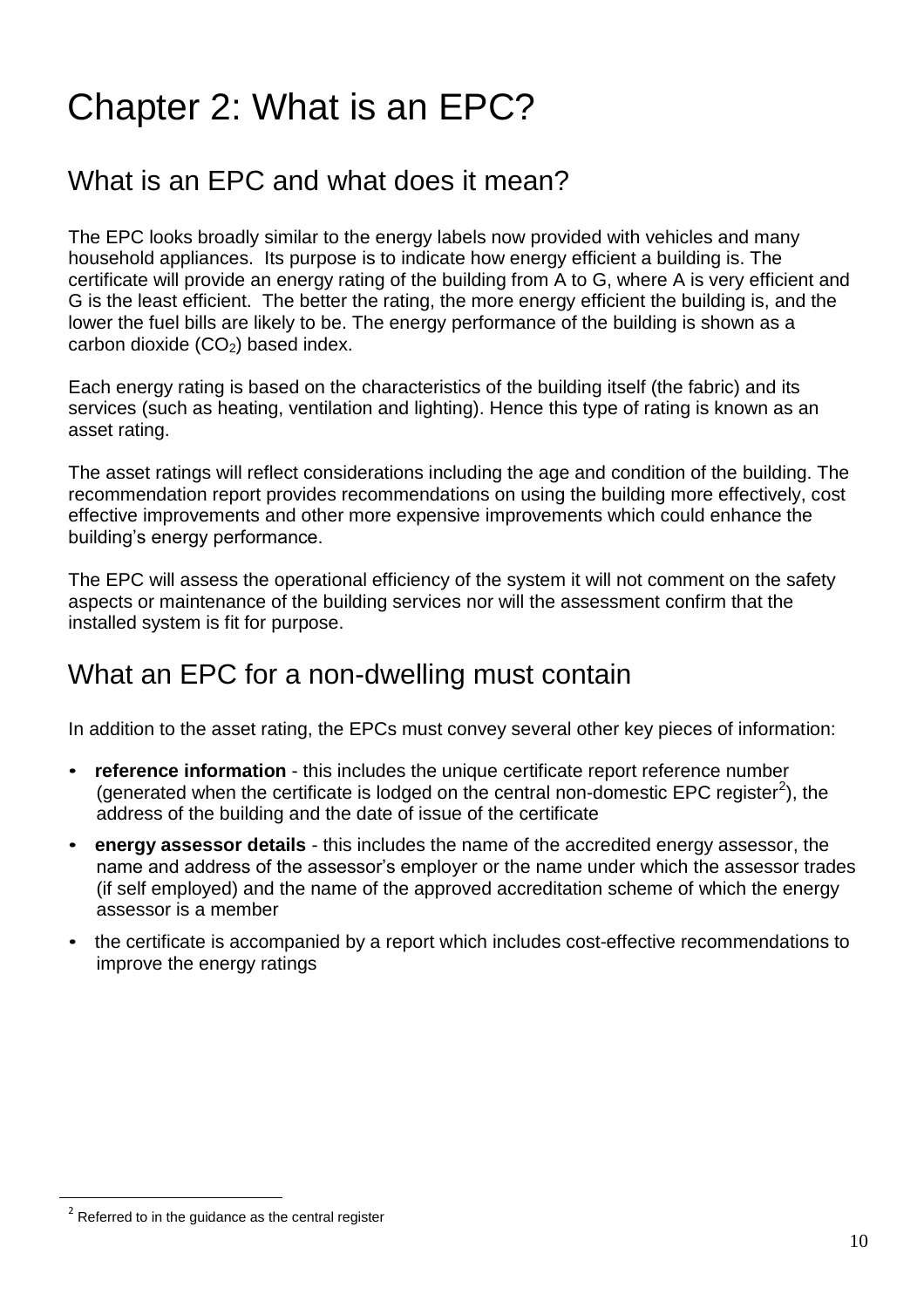# Chapter 2: What is an EPC?

## What is an EPC and what does it mean?

The EPC looks broadly similar to the energy labels now provided with vehicles and many household appliances. Its purpose is to indicate how energy efficient a building is. The certificate will provide an energy rating of the building from A to G, where A is very efficient and G is the least efficient. The better the rating, the more energy efficient the building is, and the lower the fuel bills are likely to be. The energy performance of the building is shown as a carbon dioxide ($CO_2$) based index.

Each energy rating is based on the characteristics of the building itself (the fabric) and its services (such as heating, ventilation and lighting). Hence this type of rating is known as an asset rating.

The asset ratings will reflect considerations including the age and condition of the building. The recommendation report provides recommendations on using the building more effectively, cost effective improvements and other more expensive improvements which could enhance the building's energy performance.

The EPC will assess the operational efficiency of the system it will not comment on the safety aspects or maintenance of the building services nor will the assessment confirm that the installed system is fit for purpose.

## What an EPC for a non-dwelling must contain

In addition to the asset rating, the EPCs must convey several other key pieces of information:

- **reference information** - this includes the unique certificate report reference number (generated when the certificate is lodged on the central non-domestic EPC register[2]), the address of the building and the date of issue of the certificate
- **energy assessor details** - this includes the name of the accredited energy assessor, the name and address of the assessor's employer or the name under which the assessor trades (if self employed) and the name of the approved accreditation scheme of which the energy assessor is a member
- the certificate is accompanied by a report which includes cost-effective recommendations to improve the energy ratings

[2] Referred to in the guidance as the central register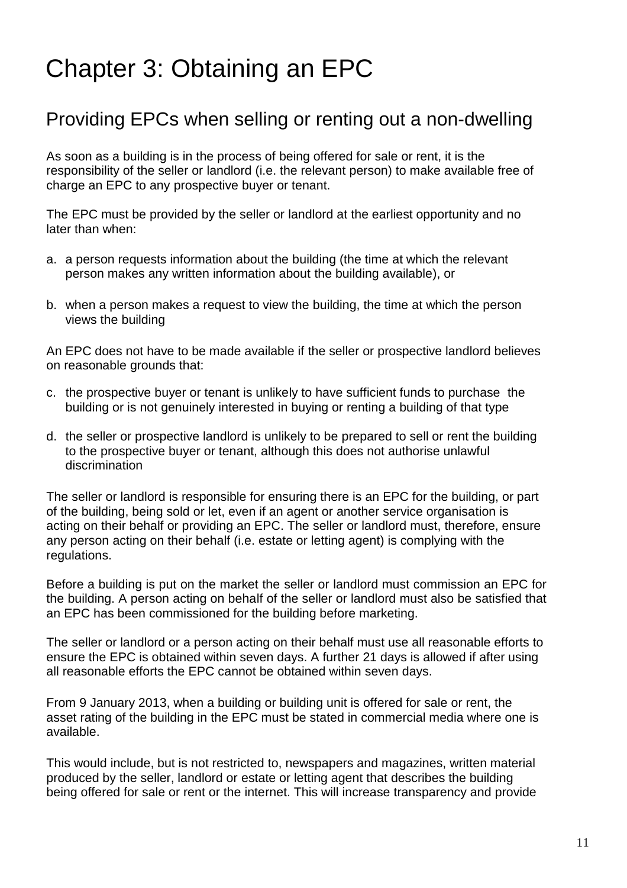# Chapter 3: Obtaining an EPC

## Providing EPCs when selling or renting out a non-dwelling

As soon as a building is in the process of being offered for sale or rent, it is the responsibility of the seller or landlord (i.e. the relevant person) to make available free of charge an EPC to any prospective buyer or tenant.

The EPC must be provided by the seller or landlord at the earliest opportunity and no later than when:

a. a person requests information about the building (the time at which the relevant person makes any written information about the building available), or

b. when a person makes a request to view the building, the time at which the person views the building

An EPC does not have to be made available if the seller or prospective landlord believes on reasonable grounds that:

c. the prospective buyer or tenant is unlikely to have sufficient funds to purchase the building or is not genuinely interested in buying or renting a building of that type

d. the seller or prospective landlord is unlikely to be prepared to sell or rent the building to the prospective buyer or tenant, although this does not authorise unlawful discrimination

The seller or landlord is responsible for ensuring there is an EPC for the building, or part of the building, being sold or let, even if an agent or another service organisation is acting on their behalf or providing an EPC. The seller or landlord must, therefore, ensure any person acting on their behalf (i.e. estate or letting agent) is complying with the regulations.

Before a building is put on the market the seller or landlord must commission an EPC for the building. A person acting on behalf of the seller or landlord must also be satisfied that an EPC has been commissioned for the building before marketing.

The seller or landlord or a person acting on their behalf must use all reasonable efforts to ensure the EPC is obtained within seven days. A further 21 days is allowed if after using all reasonable efforts the EPC cannot be obtained within seven days.

From 9 January 2013, when a building or building unit is offered for sale or rent, the asset rating of the building in the EPC must be stated in commercial media where one is available.

This would include, but is not restricted to, newspapers and magazines, written material produced by the seller, landlord or estate or letting agent that describes the building being offered for sale or rent or the internet. This will increase transparency and provide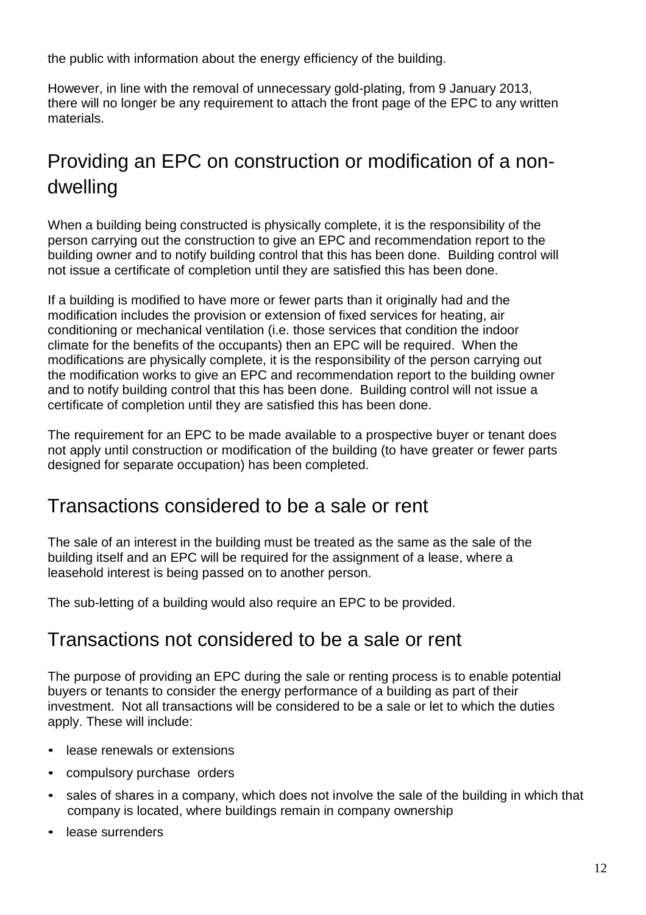the public with information about the energy efficiency of the building.

However, in line with the removal of unnecessary gold-plating, from 9 January 2013, there will no longer be any requirement to attach the front page of the EPC to any written materials.

## Providing an EPC on construction or modification of a non-dwelling

When a building being constructed is physically complete, it is the responsibility of the person carrying out the construction to give an EPC and recommendation report to the building owner and to notify building control that this has been done. Building control will not issue a certificate of completion until they are satisfied this has been done.

If a building is modified to have more or fewer parts than it originally had and the modification includes the provision or extension of fixed services for heating, air conditioning or mechanical ventilation (i.e. those services that condition the indoor climate for the benefits of the occupants) then an EPC will be required. When the modifications are physically complete, it is the responsibility of the person carrying out the modification works to give an EPC and recommendation report to the building owner and to notify building control that this has been done. Building control will not issue a certificate of completion until they are satisfied this has been done.

The requirement for an EPC to be made available to a prospective buyer or tenant does not apply until construction or modification of the building (to have greater or fewer parts designed for separate occupation) has been completed.

## Transactions considered to be a sale or rent

The sale of an interest in the building must be treated as the same as the sale of the building itself and an EPC will be required for the assignment of a lease, where a leasehold interest is being passed on to another person.

The sub-letting of a building would also require an EPC to be provided.

## Transactions not considered to be a sale or rent

The purpose of providing an EPC during the sale or renting process is to enable potential buyers or tenants to consider the energy performance of a building as part of their investment. Not all transactions will be considered to be a sale or let to which the duties apply. These will include:

- lease renewals or extensions
- compulsory purchase orders
- sales of shares in a company, which does not involve the sale of the building in which that company is located, where buildings remain in company ownership
- lease surrenders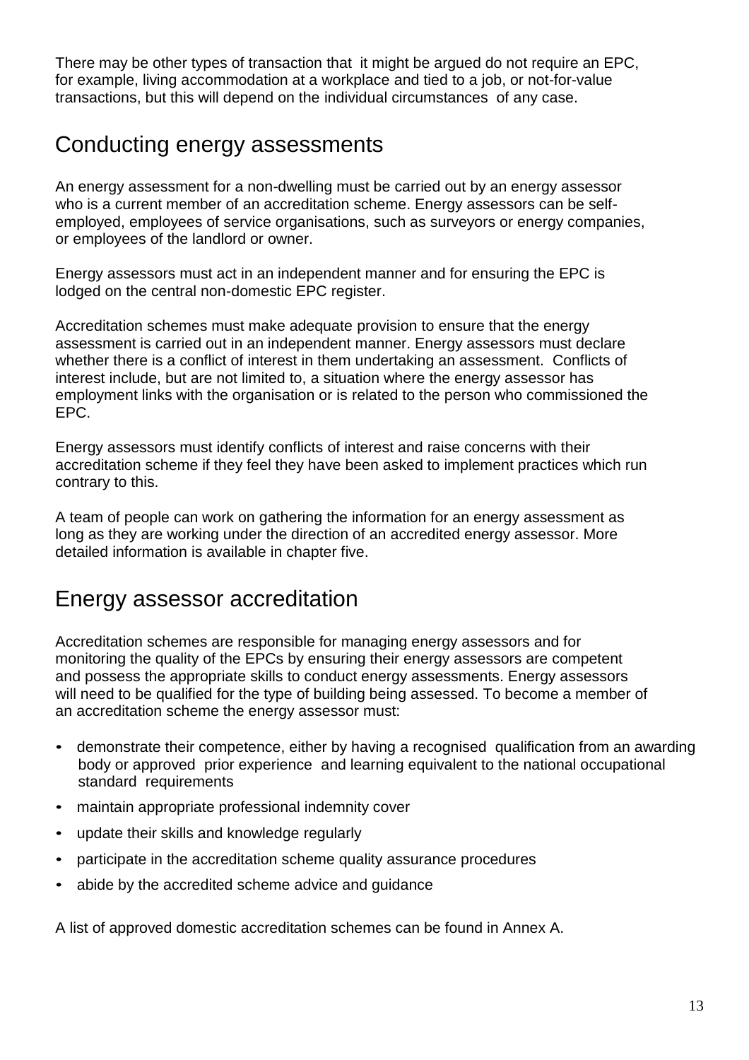There may be other types of transaction that it might be argued do not require an EPC, for example, living accommodation at a workplace and tied to a job, or not-for-value transactions, but this will depend on the individual circumstances of any case.

## Conducting energy assessments

An energy assessment for a non-dwelling must be carried out by an energy assessor who is a current member of an accreditation scheme. Energy assessors can be self-employed, employees of service organisations, such as surveyors or energy companies, or employees of the landlord or owner.

Energy assessors must act in an independent manner and for ensuring the EPC is lodged on the central non-domestic EPC register.

Accreditation schemes must make adequate provision to ensure that the energy assessment is carried out in an independent manner. Energy assessors must declare whether there is a conflict of interest in them undertaking an assessment. Conflicts of interest include, but are not limited to, a situation where the energy assessor has employment links with the organisation or is related to the person who commissioned the EPC.

Energy assessors must identify conflicts of interest and raise concerns with their accreditation scheme if they feel they have been asked to implement practices which run contrary to this.

A team of people can work on gathering the information for an energy assessment as long as they are working under the direction of an accredited energy assessor. More detailed information is available in chapter five.

## Energy assessor accreditation

Accreditation schemes are responsible for managing energy assessors and for monitoring the quality of the EPCs by ensuring their energy assessors are competent and possess the appropriate skills to conduct energy assessments. Energy assessors will need to be qualified for the type of building being assessed. To become a member of an accreditation scheme the energy assessor must:

- demonstrate their competence, either by having a recognised qualification from an awarding body or approved prior experience and learning equivalent to the national occupational standard requirements
- maintain appropriate professional indemnity cover
- update their skills and knowledge regularly
- participate in the accreditation scheme quality assurance procedures
- abide by the accredited scheme advice and guidance

A list of approved domestic accreditation schemes can be found in Annex A.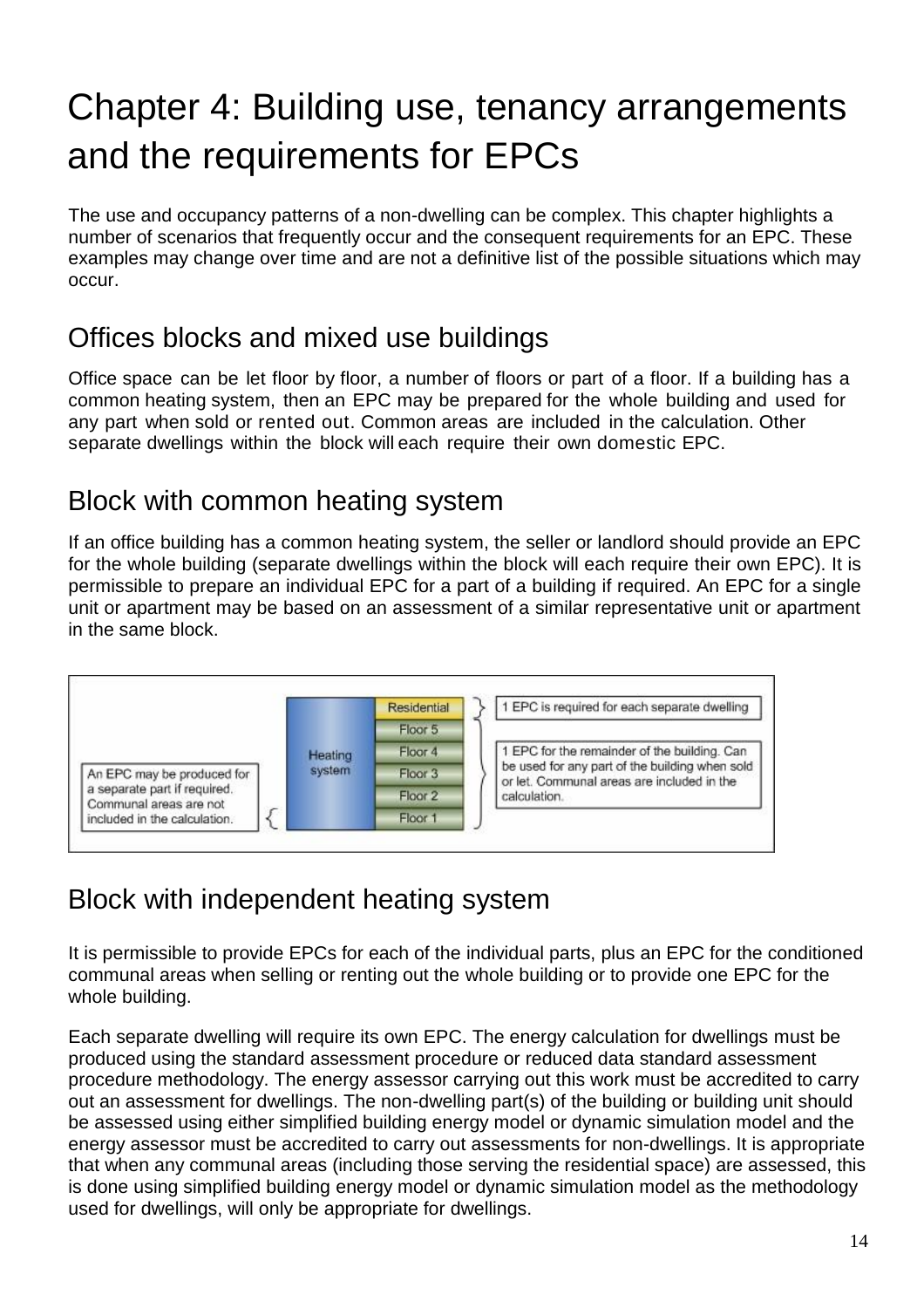# Chapter 4: Building use, tenancy arrangements and the requirements for EPCs

The use and occupancy patterns of a non-dwelling can be complex. This chapter highlights a number of scenarios that frequently occur and the consequent requirements for an EPC. These examples may change over time and are not a definitive list of the possible situations which may occur.

## Offices blocks and mixed use buildings

Office space can be let floor by floor, a number of floors or part of a floor. If a building has a common heating system, then an EPC may be prepared for the whole building and used for any part when sold or rented out. Common areas are included in the calculation. Other separate dwellings within the block will each require their own domestic EPC.

## Block with common heating system

If an office building has a common heating system, the seller or landlord should provide an EPC for the whole building (separate dwellings within the block will each require their own EPC). It is permissible to prepare an individual EPC for a part of a building if required. An EPC for a single unit or apartment may be based on an assessment of a similar representative unit or apartment in the same block.

Heating system

Residential
Floor 5
Floor 4
Floor 3
Floor 2
Floor 1

1 EPC is required for each separate dwelling

1 EPC for the remainder of the building. Can be used for any part of the building when sold or let. Communal areas are included in the calculation.

An EPC may be produced for a separate part if required. Communal areas are not included in the calculation.

## Block with independent heating system

It is permissible to provide EPCs for each of the individual parts, plus an EPC for the conditioned communal areas when selling or renting out the whole building or to provide one EPC for the whole building.

Each separate dwelling will require its own EPC. The energy calculation for dwellings must be produced using the standard assessment procedure or reduced data standard assessment procedure methodology. The energy assessor carrying out this work must be accredited to carry out an assessment for dwellings. The non-dwelling part(s) of the building or building unit should be assessed using either simplified building energy model or dynamic simulation model and the energy assessor must be accredited to carry out assessments for non-dwellings. It is appropriate that when any communal areas (including those serving the residential space) are assessed, this is done using simplified building energy model or dynamic simulation model as the methodology used for dwellings, will only be appropriate for dwellings.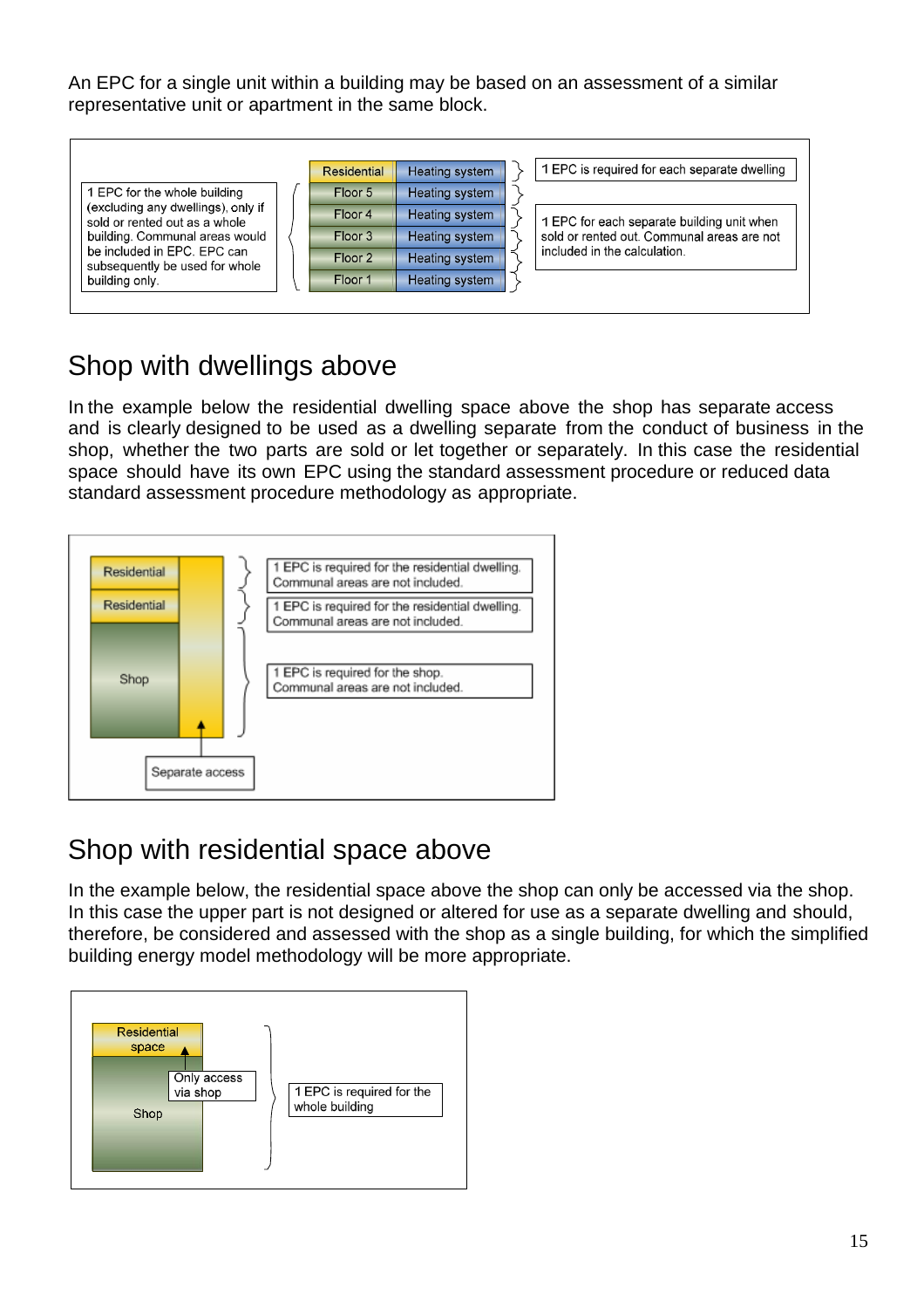An EPC for a single unit within a building may be based on an assessment of a similar representative unit or apartment in the same block.

| | | | |
|---|---|---|---|
| 1 EPC for the whole building (excluding any dwellings), only if sold or rented out as a whole building. Communal areas would be included in EPC. EPC can subsequently be used for whole building only. | Residential | Heating system | 1 EPC is required for each separate dwelling |
| | Floor 5 | Heating system | 1 EPC for each separate building unit when sold or rented out. Communal areas are not included in the calculation. |
| | Floor 4 | Heating system | |
| | Floor 3 | Heating system | |
| | Floor 2 | Heating system | |
| | Floor 1 | Heating system | |

## Shop with dwellings above

In the example below the residential dwelling space above the shop has separate access and is clearly designed to be used as a dwelling separate from the conduct of business in the shop, whether the two parts are sold or let together or separately. In this case the residential space should have its own EPC using the standard assessment procedure or reduced data standard assessment procedure methodology as appropriate.

| | |
|---|---|
| Residential | 1 EPC is required for the residential dwelling. Communal areas are not included. |
| Residential | 1 EPC is required for the residential dwelling. Communal areas are not included. |
| Shop | 1 EPC is required for the shop. Communal areas are not included. |
| Separate access | |

## Shop with residential space above

In the example below, the residential space above the shop can only be accessed via the shop. In this case the upper part is not designed or altered for use as a separate dwelling and should, therefore, be considered and assessed with the shop as a single building, for which the simplified building energy model methodology will be more appropriate.

| | |
|---|---|
| Residential space | 1 EPC is required for the whole building |
| Shop (Only access via shop) | |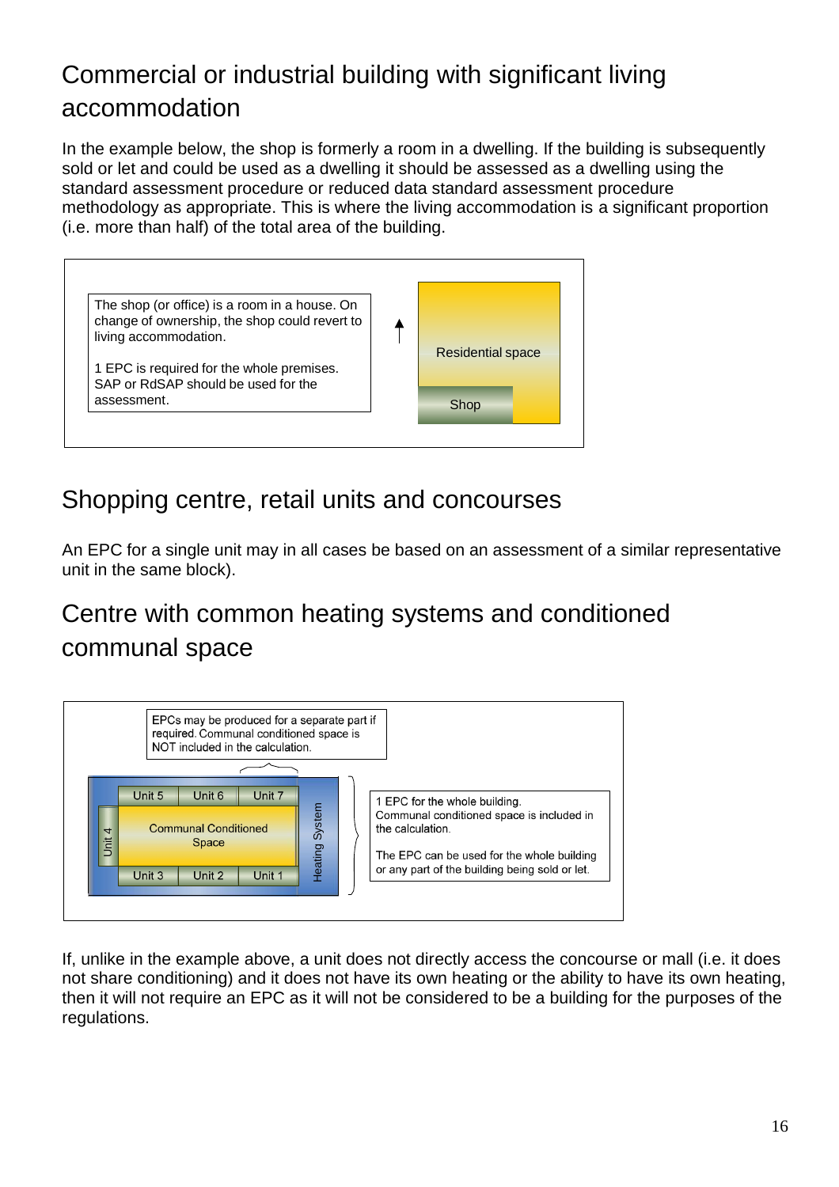## Commercial or industrial building with significant living accommodation

In the example below, the shop is formerly a room in a dwelling. If the building is subsequently sold or let and could be used as a dwelling it should be assessed as a dwelling using the standard assessment procedure or reduced data standard assessment procedure methodology as appropriate. This is where the living accommodation is a significant proportion (i.e. more than half) of the total area of the building.

The shop (or office) is a room in a house. On change of ownership, the shop could revert to living accommodation.

1 EPC is required for the whole premises. SAP or RdSAP should be used for the assessment.

Residential space

Shop

## Shopping centre, retail units and concourses

An EPC for a single unit may in all cases be based on an assessment of a similar representative unit in the same block).

## Centre with common heating systems and conditioned communal space

EPCs may be produced for a separate part if required. Communal conditioned space is NOT included in the calculation.

Unit 5 | Unit 6 | Unit 7

Unit 4 | Communal Conditioned Space | Heating System

Unit 3 | Unit 2 | Unit 1

1 EPC for the whole building. Communal conditioned space is included in the calculation.

The EPC can be used for the whole building or any part of the building being sold or let.

If, unlike in the example above, a unit does not directly access the concourse or mall (i.e. it does not share conditioning) and it does not have its own heating or the ability to have its own heating, then it will not require an EPC as it will not be considered to be a building for the purposes of the regulations.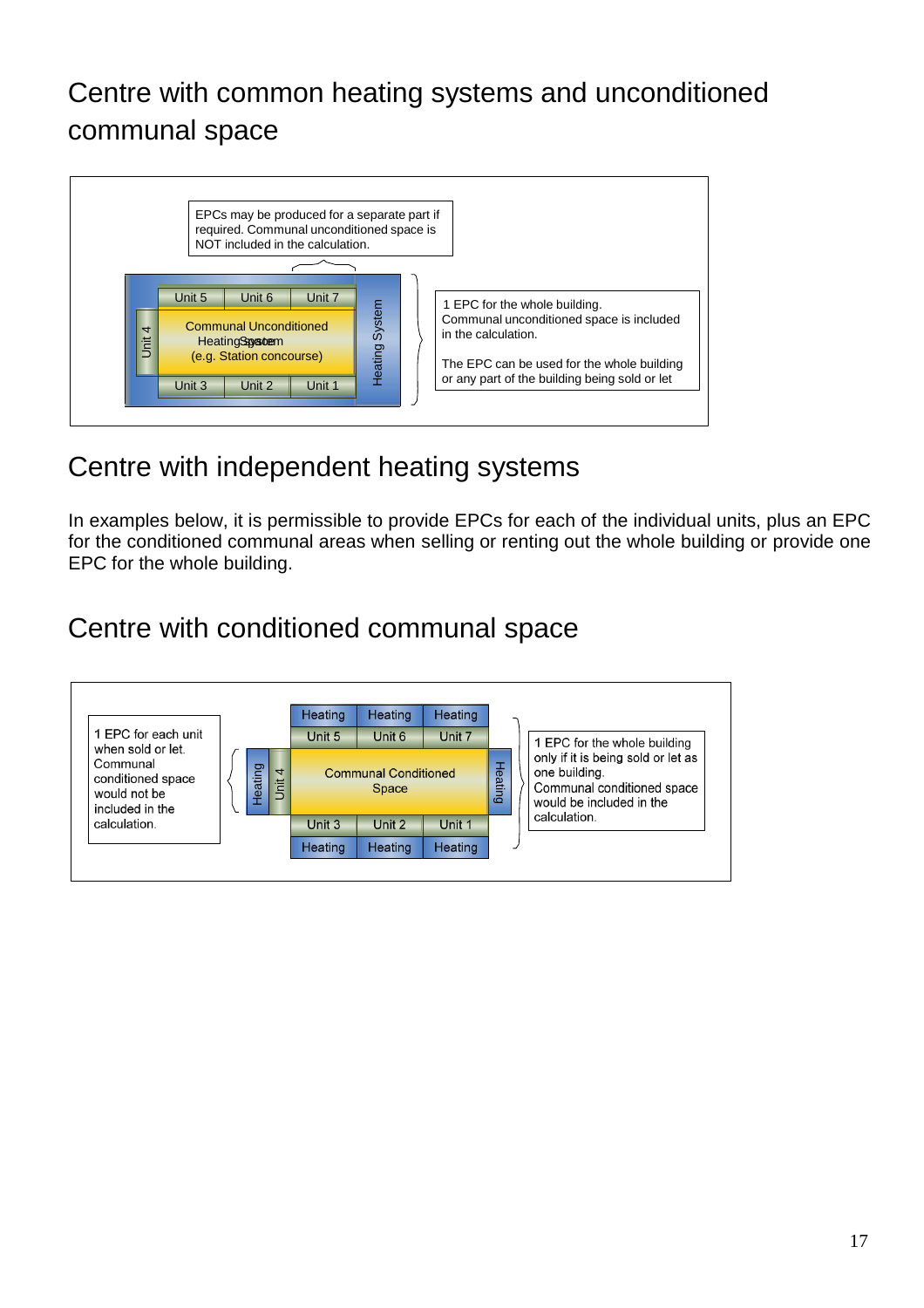## Centre with common heating systems and unconditioned communal space

EPCs may be produced for a separate part if required. Communal unconditioned space is NOT included in the calculation.

| | Unit 5 | Unit 6 | Unit 7 | |
|---|---|---|---|---|
| Unit 4 | Communal Unconditioned Heating System (e.g. Station concourse) | | | Heating System |
| | Unit 3 | Unit 2 | Unit 1 | |

1 EPC for the whole building. Communal unconditioned space is included in the calculation.

The EPC can be used for the whole building or any part of the building being sold or let

## Centre with independent heating systems

In examples below, it is permissible to provide EPCs for each of the individual units, plus an EPC for the conditioned communal areas when selling or renting out the whole building or provide one EPC for the whole building.

## Centre with conditioned communal space

1 EPC for each unit when sold or let. Communal conditioned space would not be included in the calculation.

| | | Heating | Heating | Heating | |
|---|---|---|---|---|---|
| | | Unit 5 | Unit 6 | Unit 7 | |
| Heating | Unit 4 | Communal Conditioned Space | | | Heating |
| | | Unit 3 | Unit 2 | Unit 1 | |
| | | Heating | Heating | Heating | |

1 EPC for the whole building only if it is being sold or let as one building. Communal conditioned space would be included in the calculation.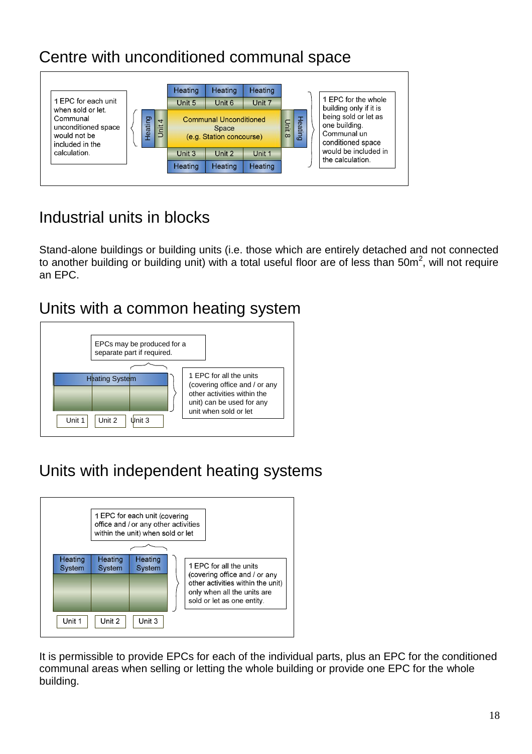## Centre with unconditioned communal space

1 EPC for each unit when sold or let. Communal unconditioned space would not be included in the calculation.

| Heating | Heating | Heating |
|---|---|---|
| Unit 5 | Unit 6 | Unit 7 |

Heating | Unit 4 | Communal Unconditioned Space (e.g. Station concourse) | Unit 8 | Heating

| Unit 3 | Unit 2 | Unit 1 |
|---|---|---|
| Heating | Heating | Heating |

1 EPC for the whole building only if it is being sold or let as one building. Communal un conditioned space would be included in the calculation.

## Industrial units in blocks

Stand-alone buildings or building units (i.e. those which are entirely detached and not connected to another building or building unit) with a total useful floor are of less than 50m$^2$, will not require an EPC.

## Units with a common heating system

EPCs may be produced for a separate part if required.

Heating System

Unit 1 | Unit 2 | Unit 3

1 EPC for all the units (covering office and / or any other activities within the unit) can be used for any unit when sold or let

## Units with independent heating systems

1 EPC for each unit (covering office and / or any other activities within the unit) when sold or let

| Heating System | Heating System | Heating System |
|---|---|---|
| Unit 1 | Unit 2 | Unit 3 |

1 EPC for all the units (covering office and / or any other activities within the unit) only when all the units are sold or let as one entity.

It is permissible to provide EPCs for each of the individual parts, plus an EPC for the conditioned communal areas when selling or letting the whole building or provide one EPC for the whole building.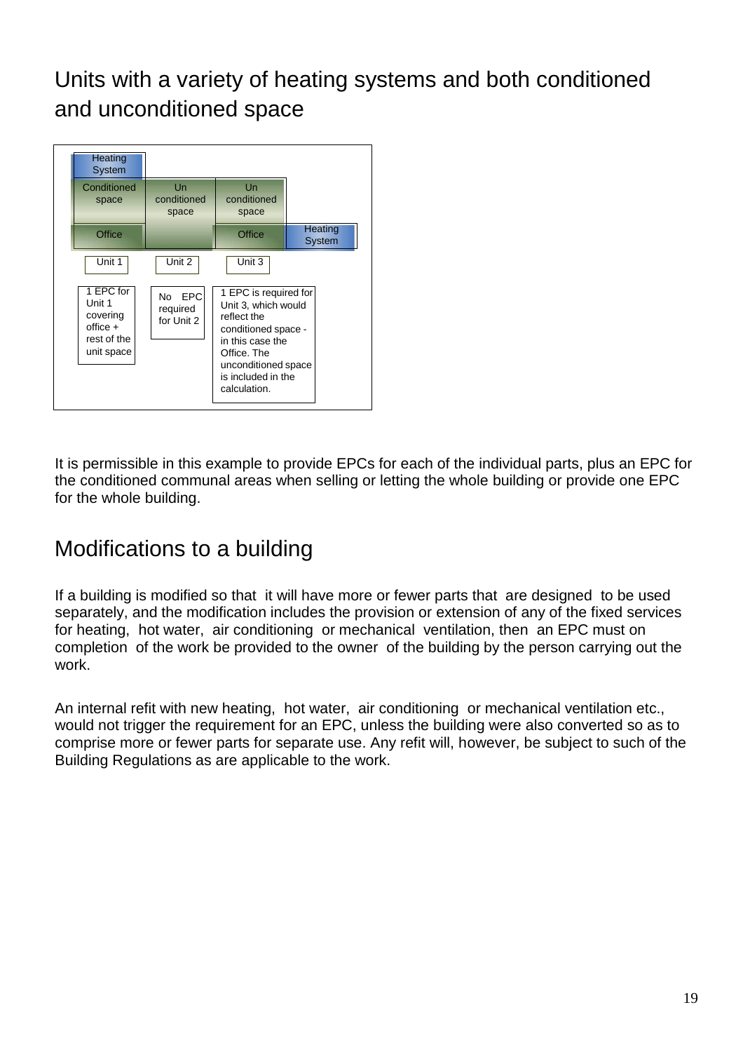## Units with a variety of heating systems and both conditioned and unconditioned space

| Heating System | | | |
|---|---|---|---|
| Conditioned space | Un conditioned space | Un conditioned space | |
| Office | | Office | Heating System |
| Unit 1 | Unit 2 | Unit 3 | |
| 1 EPC for Unit 1 covering office + rest of the unit space | No EPC required for Unit 2 | 1 EPC is required for Unit 3, which would reflect the conditioned space - in this case the Office. The unconditioned space is included in the calculation. | |

It is permissible in this example to provide EPCs for each of the individual parts, plus an EPC for the conditioned communal areas when selling or letting the whole building or provide one EPC for the whole building.

## Modifications to a building

If a building is modified so that it will have more or fewer parts that are designed to be used separately, and the modification includes the provision or extension of any of the fixed services for heating, hot water, air conditioning or mechanical ventilation, then an EPC must on completion of the work be provided to the owner of the building by the person carrying out the work.

An internal refit with new heating, hot water, air conditioning or mechanical ventilation etc., would not trigger the requirement for an EPC, unless the building were also converted so as to comprise more or fewer parts for separate use. Any refit will, however, be subject to such of the Building Regulations as are applicable to the work.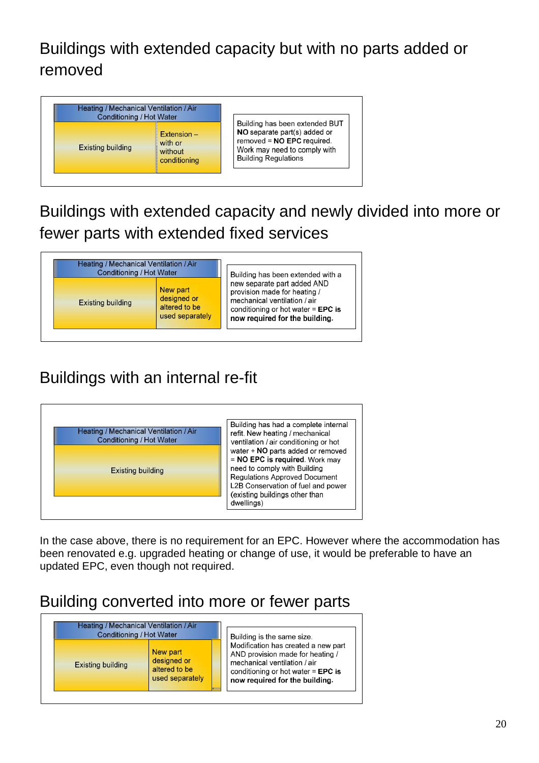## Buildings with extended capacity but with no parts added or removed

| Heating / Mechanical Ventilation / Air Conditioning / Hot Water | |
|---|---|
| Existing building | Extension – with or without conditioning |

Building has been extended BUT **NO** separate part(s) added or removed = **NO EPC** required. Work may need to comply with Building Regulations

## Buildings with extended capacity and newly divided into more or fewer parts with extended fixed services

| Heating / Mechanical Ventilation / Air Conditioning / Hot Water | |
|---|---|
| Existing building | New part designed or altered to be used separately |

Building has been extended with a new separate part added AND provision made for heating / mechanical ventilation / air conditioning or hot water = **EPC is now required for the building.**

## Buildings with an internal re-fit

| Heating / Mechanical Ventilation / Air Conditioning / Hot Water |
|---|
| Existing building |

Building has had a complete internal refit. New heating / mechanical ventilation / air conditioning or hot water + **NO** parts added or removed = **NO EPC is required**. Work may need to comply with Building Regulations Approved Document L2B Conservation of fuel and power (existing buildings other than dwellings)

In the case above, there is no requirement for an EPC. However where the accommodation has been renovated e.g. upgraded heating or change of use, it would be preferable to have an updated EPC, even though not required.

## Building converted into more or fewer parts

| Heating / Mechanical Ventilation / Air Conditioning / Hot Water | |
|---|---|
| Existing building | New part designed or altered to be used separately |

Building is the same size. Modification has created a new part AND provision made for heating / mechanical ventilation / air conditioning or hot water = **EPC is now required for the building.**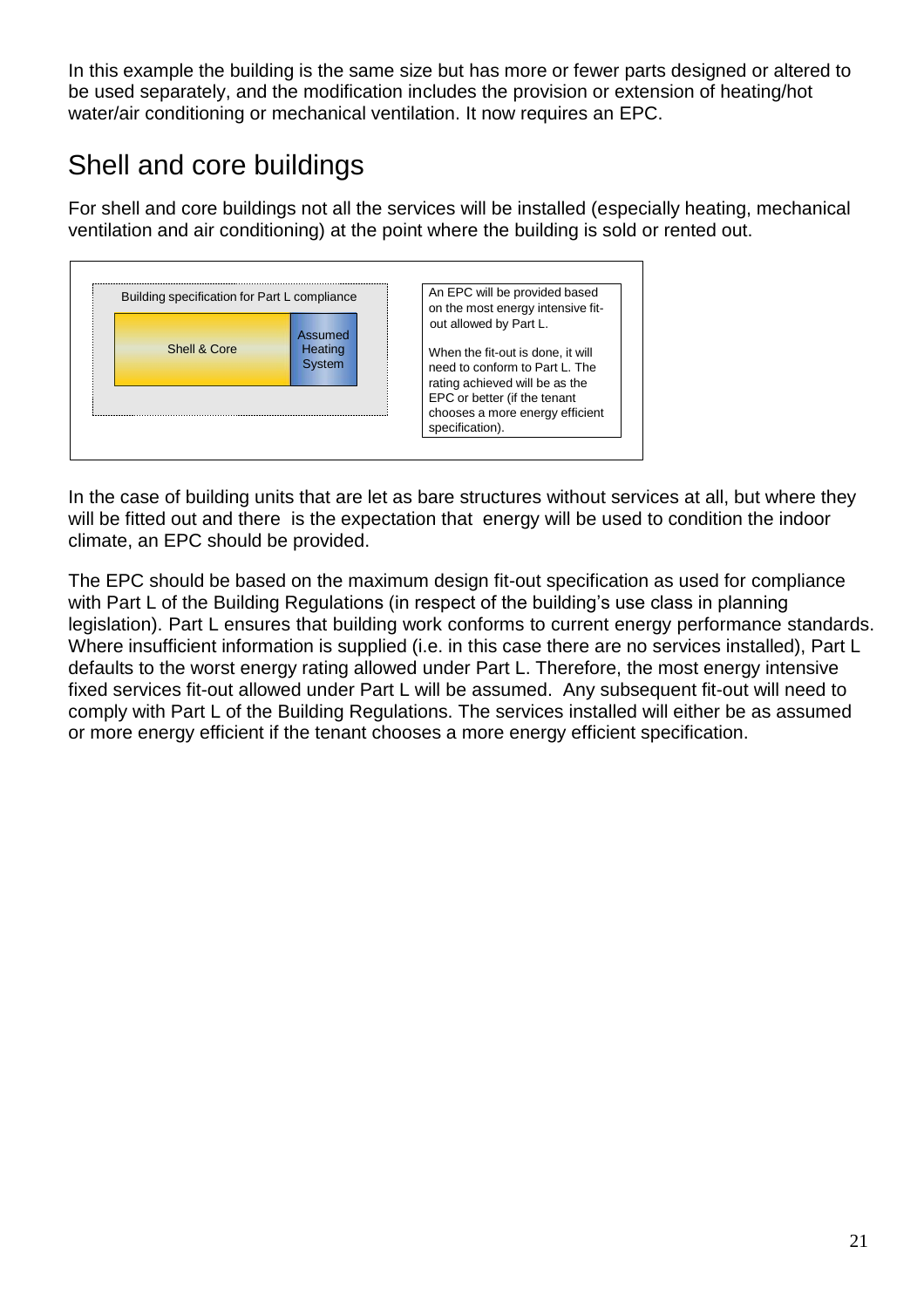In this example the building is the same size but has more or fewer parts designed or altered to be used separately, and the modification includes the provision or extension of heating/hot water/air conditioning or mechanical ventilation. It now requires an EPC.

## Shell and core buildings

For shell and core buildings not all the services will be installed (especially heating, mechanical ventilation and air conditioning) at the point where the building is sold or rented out.

Building specification for Part L compliance

Shell & Core | Assumed Heating System

An EPC will be provided based on the most energy intensive fit-out allowed by Part L.

When the fit-out is done, it will need to conform to Part L. The rating achieved will be as the EPC or better (if the tenant chooses a more energy efficient specification).

In the case of building units that are let as bare structures without services at all, but where they will be fitted out and there is the expectation that energy will be used to condition the indoor climate, an EPC should be provided.

The EPC should be based on the maximum design fit-out specification as used for compliance with Part L of the Building Regulations (in respect of the building's use class in planning legislation). Part L ensures that building work conforms to current energy performance standards. Where insufficient information is supplied (i.e. in this case there are no services installed), Part L defaults to the worst energy rating allowed under Part L. Therefore, the most energy intensive fixed services fit-out allowed under Part L will be assumed. Any subsequent fit-out will need to comply with Part L of the Building Regulations. The services installed will either be as assumed or more energy efficient if the tenant chooses a more energy efficient specification.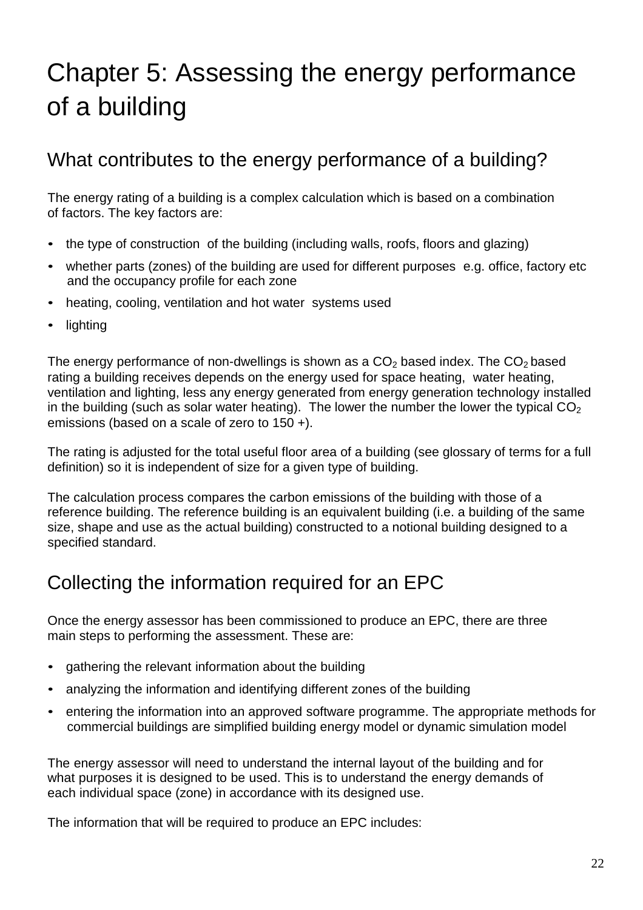# Chapter 5: Assessing the energy performance of a building

## What contributes to the energy performance of a building?

The energy rating of a building is a complex calculation which is based on a combination of factors. The key factors are:

- the type of construction of the building (including walls, roofs, floors and glazing)
- whether parts (zones) of the building are used for different purposes e.g. office, factory etc and the occupancy profile for each zone
- heating, cooling, ventilation and hot water systems used
- lighting

The energy performance of non-dwellings is shown as a $CO_2$ based index. The $CO_2$ based rating a building receives depends on the energy used for space heating, water heating, ventilation and lighting, less any energy generated from energy generation technology installed in the building (such as solar water heating). The lower the number the lower the typical $CO_2$ emissions (based on a scale of zero to 150 +).

The rating is adjusted for the total useful floor area of a building (see glossary of terms for a full definition) so it is independent of size for a given type of building.

The calculation process compares the carbon emissions of the building with those of a reference building. The reference building is an equivalent building (i.e. a building of the same size, shape and use as the actual building) constructed to a notional building designed to a specified standard.

## Collecting the information required for an EPC

Once the energy assessor has been commissioned to produce an EPC, there are three main steps to performing the assessment. These are:

- gathering the relevant information about the building
- analyzing the information and identifying different zones of the building
- entering the information into an approved software programme. The appropriate methods for commercial buildings are simplified building energy model or dynamic simulation model

The energy assessor will need to understand the internal layout of the building and for what purposes it is designed to be used. This is to understand the energy demands of each individual space (zone) in accordance with its designed use.

The information that will be required to produce an EPC includes: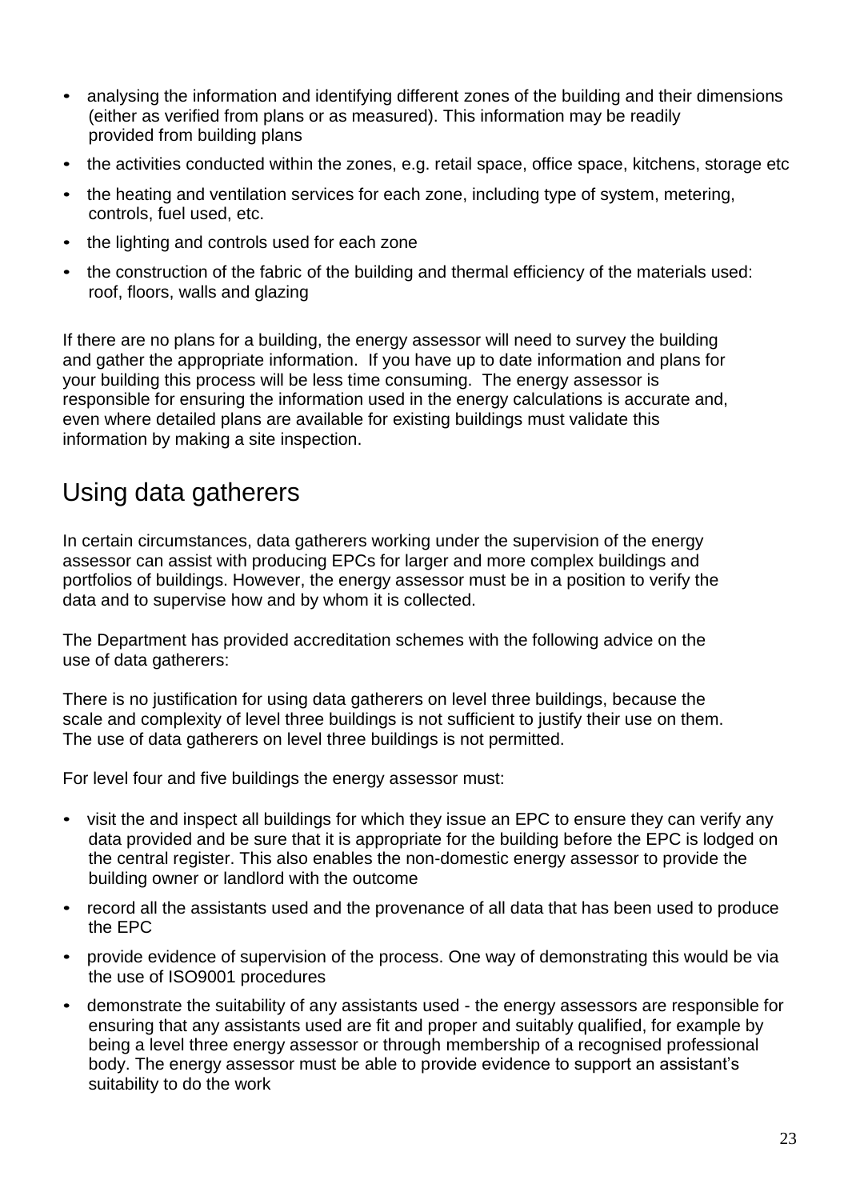- analysing the information and identifying different zones of the building and their dimensions (either as verified from plans or as measured). This information may be readily provided from building plans
- the activities conducted within the zones, e.g. retail space, office space, kitchens, storage etc
- the heating and ventilation services for each zone, including type of system, metering, controls, fuel used, etc.
- the lighting and controls used for each zone
- the construction of the fabric of the building and thermal efficiency of the materials used: roof, floors, walls and glazing

If there are no plans for a building, the energy assessor will need to survey the building and gather the appropriate information. If you have up to date information and plans for your building this process will be less time consuming. The energy assessor is responsible for ensuring the information used in the energy calculations is accurate and, even where detailed plans are available for existing buildings must validate this information by making a site inspection.

## Using data gatherers

In certain circumstances, data gatherers working under the supervision of the energy assessor can assist with producing EPCs for larger and more complex buildings and portfolios of buildings. However, the energy assessor must be in a position to verify the data and to supervise how and by whom it is collected.

The Department has provided accreditation schemes with the following advice on the use of data gatherers:

There is no justification for using data gatherers on level three buildings, because the scale and complexity of level three buildings is not sufficient to justify their use on them. The use of data gatherers on level three buildings is not permitted.

For level four and five buildings the energy assessor must:

- visit the and inspect all buildings for which they issue an EPC to ensure they can verify any data provided and be sure that it is appropriate for the building before the EPC is lodged on the central register. This also enables the non-domestic energy assessor to provide the building owner or landlord with the outcome
- record all the assistants used and the provenance of all data that has been used to produce the EPC
- provide evidence of supervision of the process. One way of demonstrating this would be via the use of ISO9001 procedures
- demonstrate the suitability of any assistants used - the energy assessors are responsible for ensuring that any assistants used are fit and proper and suitably qualified, for example by being a level three energy assessor or through membership of a recognised professional body. The energy assessor must be able to provide evidence to support an assistant's suitability to do the work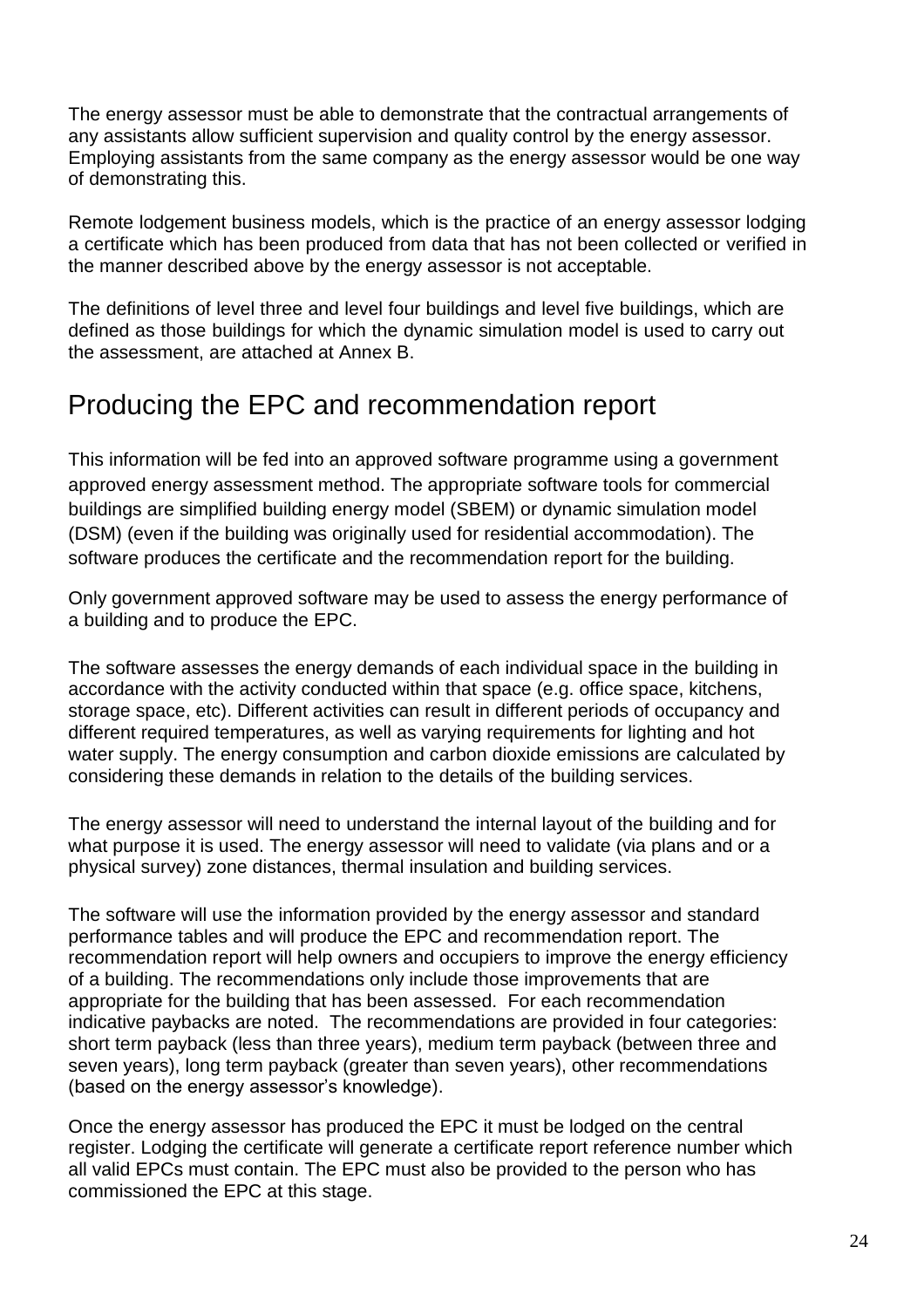The energy assessor must be able to demonstrate that the contractual arrangements of any assistants allow sufficient supervision and quality control by the energy assessor. Employing assistants from the same company as the energy assessor would be one way of demonstrating this.

Remote lodgement business models, which is the practice of an energy assessor lodging a certificate which has been produced from data that has not been collected or verified in the manner described above by the energy assessor is not acceptable.

The definitions of level three and level four buildings and level five buildings, which are defined as those buildings for which the dynamic simulation model is used to carry out the assessment, are attached at Annex B.

## Producing the EPC and recommendation report

This information will be fed into an approved software programme using a government approved energy assessment method. The appropriate software tools for commercial buildings are simplified building energy model (SBEM) or dynamic simulation model (DSM) (even if the building was originally used for residential accommodation). The software produces the certificate and the recommendation report for the building.

Only government approved software may be used to assess the energy performance of a building and to produce the EPC.

The software assesses the energy demands of each individual space in the building in accordance with the activity conducted within that space (e.g. office space, kitchens, storage space, etc). Different activities can result in different periods of occupancy and different required temperatures, as well as varying requirements for lighting and hot water supply. The energy consumption and carbon dioxide emissions are calculated by considering these demands in relation to the details of the building services.

The energy assessor will need to understand the internal layout of the building and for what purpose it is used. The energy assessor will need to validate (via plans and or a physical survey) zone distances, thermal insulation and building services.

The software will use the information provided by the energy assessor and standard performance tables and will produce the EPC and recommendation report. The recommendation report will help owners and occupiers to improve the energy efficiency of a building. The recommendations only include those improvements that are appropriate for the building that has been assessed. For each recommendation indicative paybacks are noted. The recommendations are provided in four categories: short term payback (less than three years), medium term payback (between three and seven years), long term payback (greater than seven years), other recommendations (based on the energy assessor's knowledge).

Once the energy assessor has produced the EPC it must be lodged on the central register. Lodging the certificate will generate a certificate report reference number which all valid EPCs must contain. The EPC must also be provided to the person who has commissioned the EPC at this stage.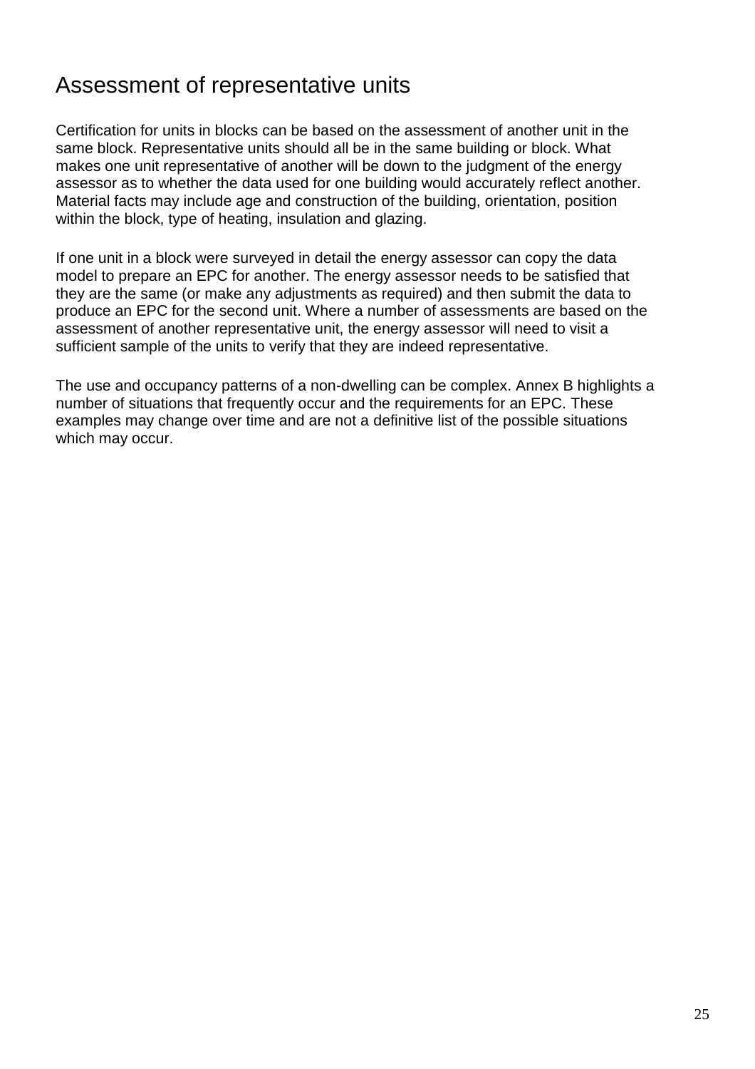## Assessment of representative units

Certification for units in blocks can be based on the assessment of another unit in the same block. Representative units should all be in the same building or block. What makes one unit representative of another will be down to the judgment of the energy assessor as to whether the data used for one building would accurately reflect another. Material facts may include age and construction of the building, orientation, position within the block, type of heating, insulation and glazing.

If one unit in a block were surveyed in detail the energy assessor can copy the data model to prepare an EPC for another. The energy assessor needs to be satisfied that they are the same (or make any adjustments as required) and then submit the data to produce an EPC for the second unit. Where a number of assessments are based on the assessment of another representative unit, the energy assessor will need to visit a sufficient sample of the units to verify that they are indeed representative.

The use and occupancy patterns of a non-dwelling can be complex. Annex B highlights a number of situations that frequently occur and the requirements for an EPC. These examples may change over time and are not a definitive list of the possible situations which may occur.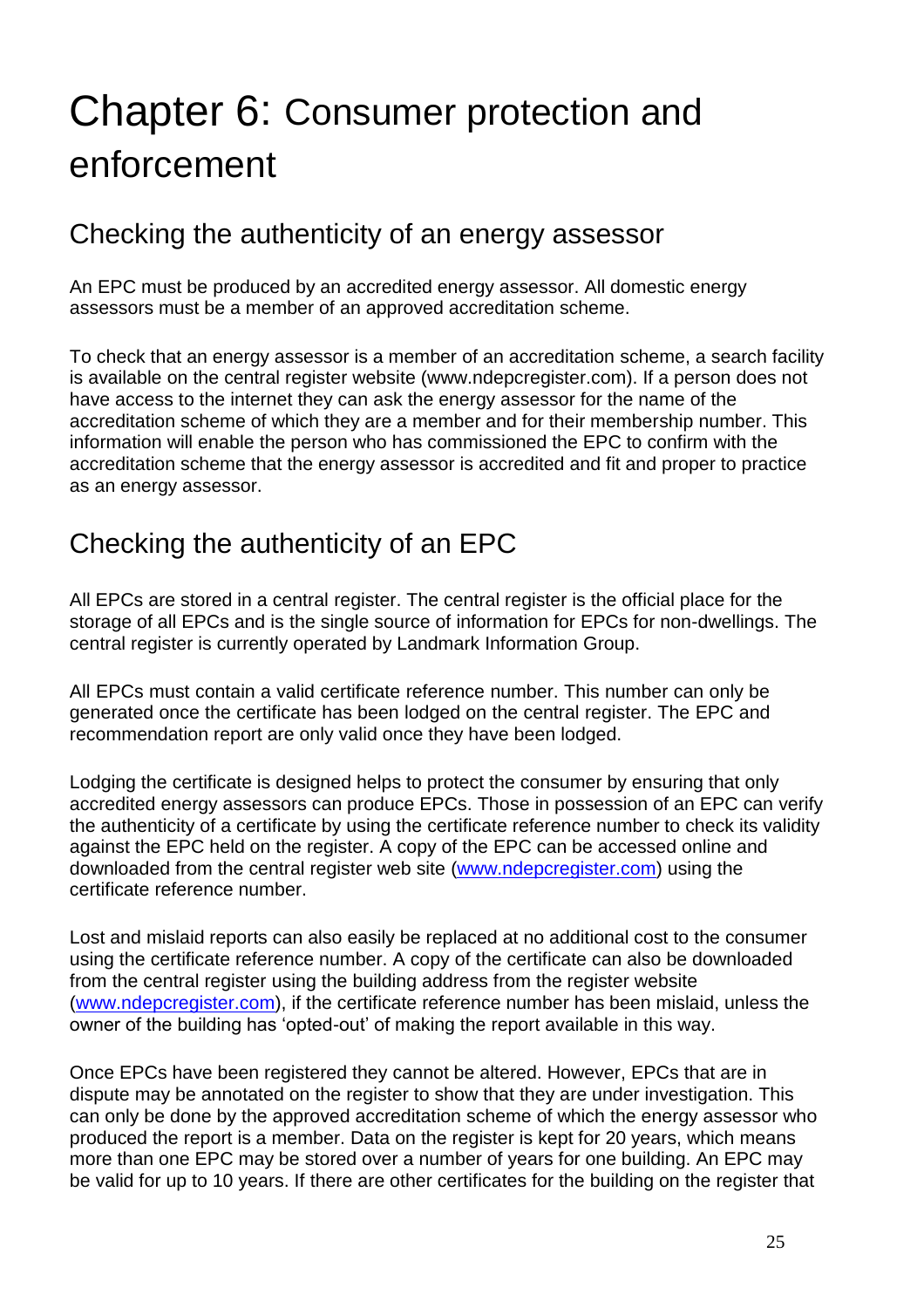# Chapter 6: Consumer protection and enforcement

## Checking the authenticity of an energy assessor

An EPC must be produced by an accredited energy assessor. All domestic energy assessors must be a member of an approved accreditation scheme.

To check that an energy assessor is a member of an accreditation scheme, a search facility is available on the central register website (www.ndepcregister.com). If a person does not have access to the internet they can ask the energy assessor for the name of the accreditation scheme of which they are a member and for their membership number. This information will enable the person who has commissioned the EPC to confirm with the accreditation scheme that the energy assessor is accredited and fit and proper to practice as an energy assessor.

## Checking the authenticity of an EPC

All EPCs are stored in a central register. The central register is the official place for the storage of all EPCs and is the single source of information for EPCs for non-dwellings. The central register is currently operated by Landmark Information Group.

All EPCs must contain a valid certificate reference number. This number can only be generated once the certificate has been lodged on the central register. The EPC and recommendation report are only valid once they have been lodged.

Lodging the certificate is designed helps to protect the consumer by ensuring that only accredited energy assessors can produce EPCs. Those in possession of an EPC can verify the authenticity of a certificate by using the certificate reference number to check its validity against the EPC held on the register. A copy of the EPC can be accessed online and downloaded from the central register web site (www.ndepcregister.com) using the certificate reference number.

Lost and mislaid reports can also easily be replaced at no additional cost to the consumer using the certificate reference number. A copy of the certificate can also be downloaded from the central register using the building address from the register website (www.ndepcregister.com), if the certificate reference number has been mislaid, unless the owner of the building has 'opted-out' of making the report available in this way.

Once EPCs have been registered they cannot be altered. However, EPCs that are in dispute may be annotated on the register to show that they are under investigation. This can only be done by the approved accreditation scheme of which the energy assessor who produced the report is a member. Data on the register is kept for 20 years, which means more than one EPC may be stored over a number of years for one building. An EPC may be valid for up to 10 years. If there are other certificates for the building on the register that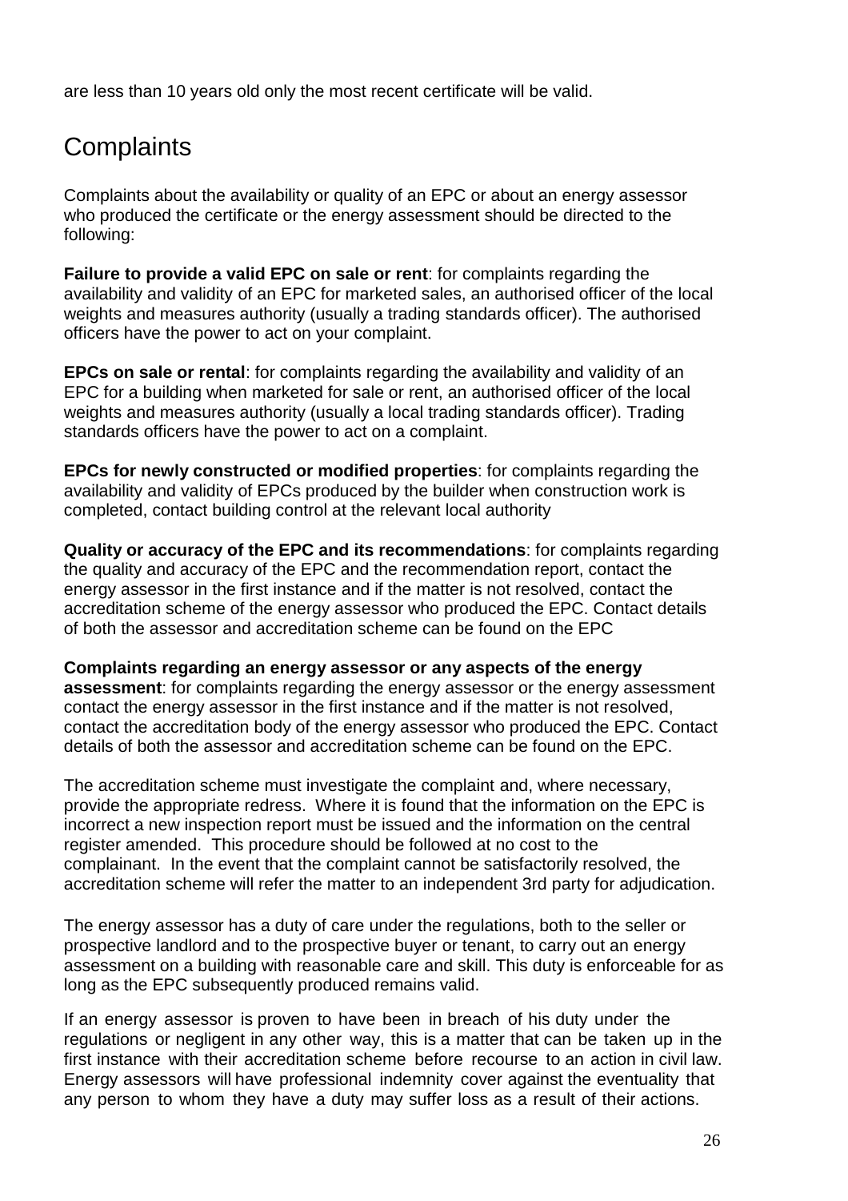are less than 10 years old only the most recent certificate will be valid.

## Complaints

Complaints about the availability or quality of an EPC or about an energy assessor who produced the certificate or the energy assessment should be directed to the following:

**Failure to provide a valid EPC on sale or rent**: for complaints regarding the availability and validity of an EPC for marketed sales, an authorised officer of the local weights and measures authority (usually a trading standards officer). The authorised officers have the power to act on your complaint.

**EPCs on sale or rental**: for complaints regarding the availability and validity of an EPC for a building when marketed for sale or rent, an authorised officer of the local weights and measures authority (usually a local trading standards officer). Trading standards officers have the power to act on a complaint.

**EPCs for newly constructed or modified properties**: for complaints regarding the availability and validity of EPCs produced by the builder when construction work is completed, contact building control at the relevant local authority

**Quality or accuracy of the EPC and its recommendations**: for complaints regarding the quality and accuracy of the EPC and the recommendation report, contact the energy assessor in the first instance and if the matter is not resolved, contact the accreditation scheme of the energy assessor who produced the EPC. Contact details of both the assessor and accreditation scheme can be found on the EPC

**Complaints regarding an energy assessor or any aspects of the energy assessment**: for complaints regarding the energy assessor or the energy assessment contact the energy assessor in the first instance and if the matter is not resolved, contact the accreditation body of the energy assessor who produced the EPC. Contact details of both the assessor and accreditation scheme can be found on the EPC.

The accreditation scheme must investigate the complaint and, where necessary, provide the appropriate redress. Where it is found that the information on the EPC is incorrect a new inspection report must be issued and the information on the central register amended. This procedure should be followed at no cost to the complainant. In the event that the complaint cannot be satisfactorily resolved, the accreditation scheme will refer the matter to an independent 3rd party for adjudication.

The energy assessor has a duty of care under the regulations, both to the seller or prospective landlord and to the prospective buyer or tenant, to carry out an energy assessment on a building with reasonable care and skill. This duty is enforceable for as long as the EPC subsequently produced remains valid.

If an energy assessor is proven to have been in breach of his duty under the regulations or negligent in any other way, this is a matter that can be taken up in the first instance with their accreditation scheme before recourse to an action in civil law. Energy assessors will have professional indemnity cover against the eventuality that any person to whom they have a duty may suffer loss as a result of their actions.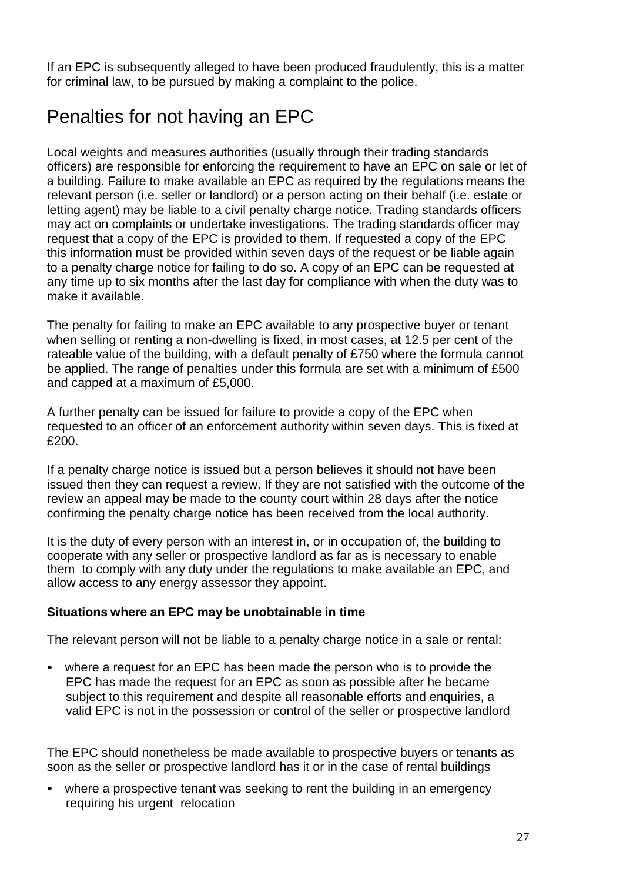If an EPC is subsequently alleged to have been produced fraudulently, this is a matter for criminal law, to be pursued by making a complaint to the police.

## Penalties for not having an EPC

Local weights and measures authorities (usually through their trading standards officers) are responsible for enforcing the requirement to have an EPC on sale or let of a building. Failure to make available an EPC as required by the regulations means the relevant person (i.e. seller or landlord) or a person acting on their behalf (i.e. estate or letting agent) may be liable to a civil penalty charge notice. Trading standards officers may act on complaints or undertake investigations. The trading standards officer may request that a copy of the EPC is provided to them. If requested a copy of the EPC this information must be provided within seven days of the request or be liable again to a penalty charge notice for failing to do so. A copy of an EPC can be requested at any time up to six months after the last day for compliance with when the duty was to make it available.

The penalty for failing to make an EPC available to any prospective buyer or tenant when selling or renting a non-dwelling is fixed, in most cases, at 12.5 per cent of the rateable value of the building, with a default penalty of £750 where the formula cannot be applied. The range of penalties under this formula are set with a minimum of £500 and capped at a maximum of £5,000.

A further penalty can be issued for failure to provide a copy of the EPC when requested to an officer of an enforcement authority within seven days. This is fixed at £200.

If a penalty charge notice is issued but a person believes it should not have been issued then they can request a review. If they are not satisfied with the outcome of the review an appeal may be made to the county court within 28 days after the notice confirming the penalty charge notice has been received from the local authority.

It is the duty of every person with an interest in, or in occupation of, the building to cooperate with any seller or prospective landlord as far as is necessary to enable them to comply with any duty under the regulations to make available an EPC, and allow access to any energy assessor they appoint.

**Situations where an EPC may be unobtainable in time**

The relevant person will not be liable to a penalty charge notice in a sale or rental:

- where a request for an EPC has been made the person who is to provide the EPC has made the request for an EPC as soon as possible after he became subject to this requirement and despite all reasonable efforts and enquiries, a valid EPC is not in the possession or control of the seller or prospective landlord

The EPC should nonetheless be made available to prospective buyers or tenants as soon as the seller or prospective landlord has it or in the case of rental buildings

- where a prospective tenant was seeking to rent the building in an emergency requiring his urgent relocation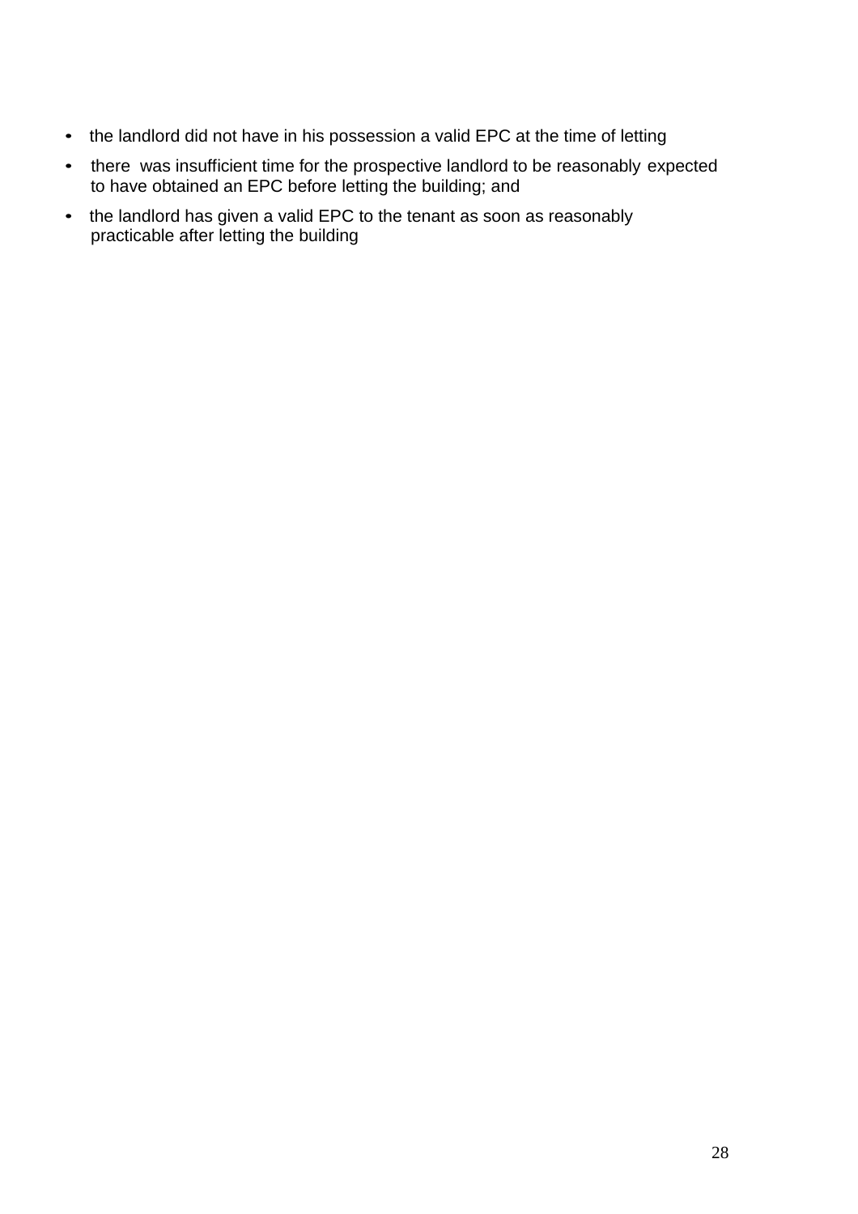- the landlord did not have in his possession a valid EPC at the time of letting
- there was insufficient time for the prospective landlord to be reasonably expected to have obtained an EPC before letting the building; and
- the landlord has given a valid EPC to the tenant as soon as reasonably practicable after letting the building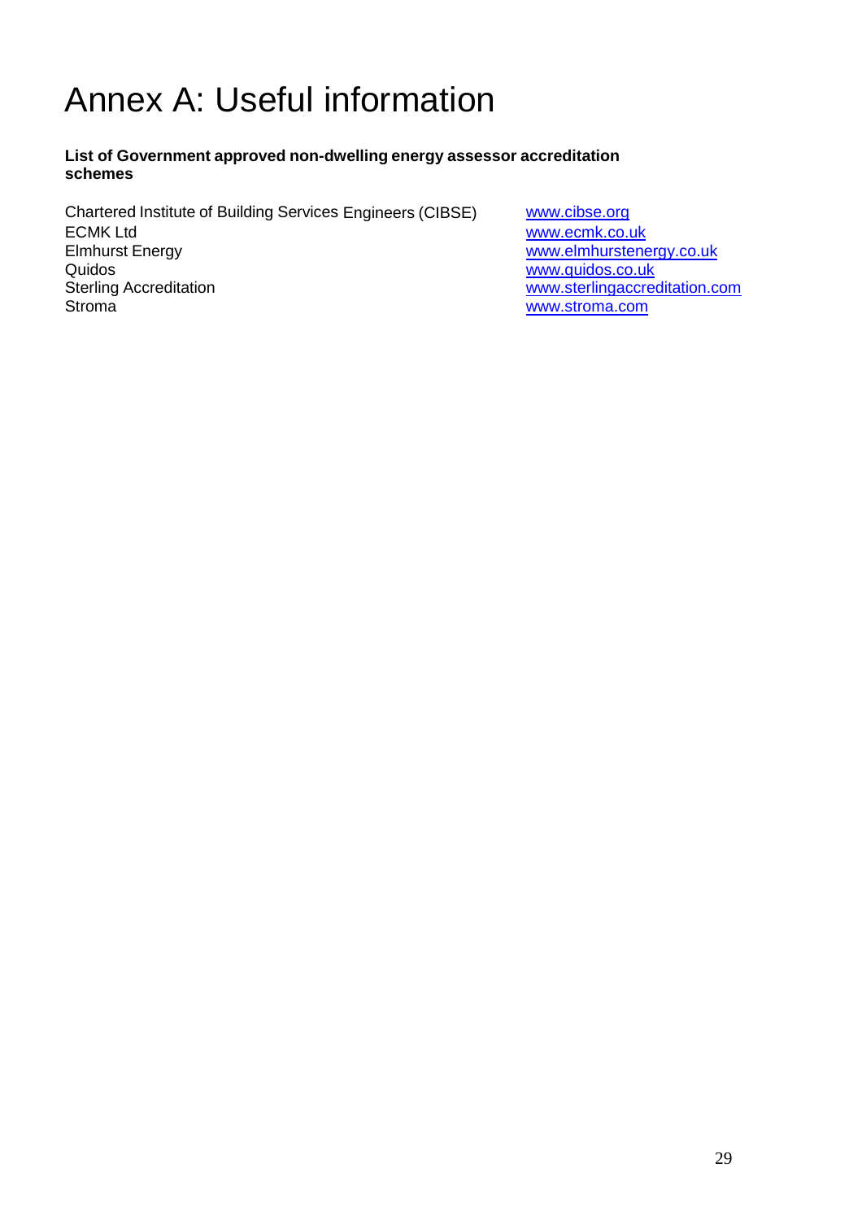# Annex A: Useful information

**List of Government approved non-dwelling energy assessor accreditation schemes**

| | |
|---|---|
| Chartered Institute of Building Services Engineers (CIBSE) | www.cibse.org |
| ECMK Ltd | www.ecmk.co.uk |
| Elmhurst Energy | www.elmhurstenergy.co.uk |
| Quidos | www.quidos.co.uk |
| Sterling Accreditation | www.sterlingaccreditation.com |
| Stroma | www.stroma.com |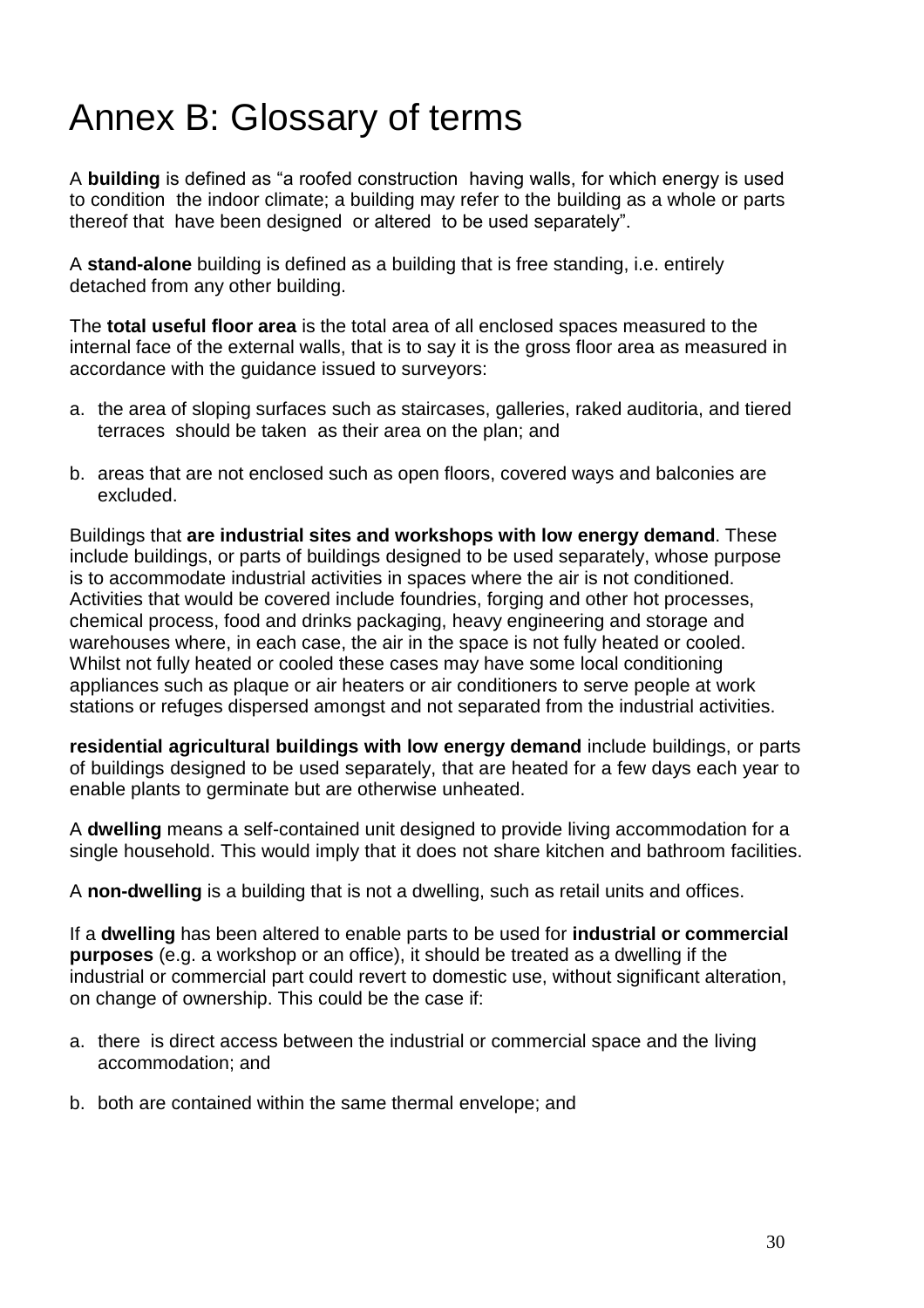# Annex B: Glossary of terms

A **building** is defined as "a roofed construction having walls, for which energy is used to condition the indoor climate; a building may refer to the building as a whole or parts thereof that have been designed or altered to be used separately".

A **stand-alone** building is defined as a building that is free standing, i.e. entirely detached from any other building.

The **total useful floor area** is the total area of all enclosed spaces measured to the internal face of the external walls, that is to say it is the gross floor area as measured in accordance with the guidance issued to surveyors:

a. the area of sloping surfaces such as staircases, galleries, raked auditoria, and tiered terraces should be taken as their area on the plan; and

b. areas that are not enclosed such as open floors, covered ways and balconies are excluded.

Buildings that **are industrial sites and workshops with low energy demand**. These include buildings, or parts of buildings designed to be used separately, whose purpose is to accommodate industrial activities in spaces where the air is not conditioned. Activities that would be covered include foundries, forging and other hot processes, chemical process, food and drinks packaging, heavy engineering and storage and warehouses where, in each case, the air in the space is not fully heated or cooled. Whilst not fully heated or cooled these cases may have some local conditioning appliances such as plaque or air heaters or air conditioners to serve people at work stations or refuges dispersed amongst and not separated from the industrial activities.

**residential agricultural buildings with low energy demand** include buildings, or parts of buildings designed to be used separately, that are heated for a few days each year to enable plants to germinate but are otherwise unheated.

A **dwelling** means a self-contained unit designed to provide living accommodation for a single household. This would imply that it does not share kitchen and bathroom facilities.

A **non-dwelling** is a building that is not a dwelling, such as retail units and offices.

If a **dwelling** has been altered to enable parts to be used for **industrial or commercial purposes** (e.g. a workshop or an office), it should be treated as a dwelling if the industrial or commercial part could revert to domestic use, without significant alteration, on change of ownership. This could be the case if:

a. there is direct access between the industrial or commercial space and the living accommodation; and

b. both are contained within the same thermal envelope; and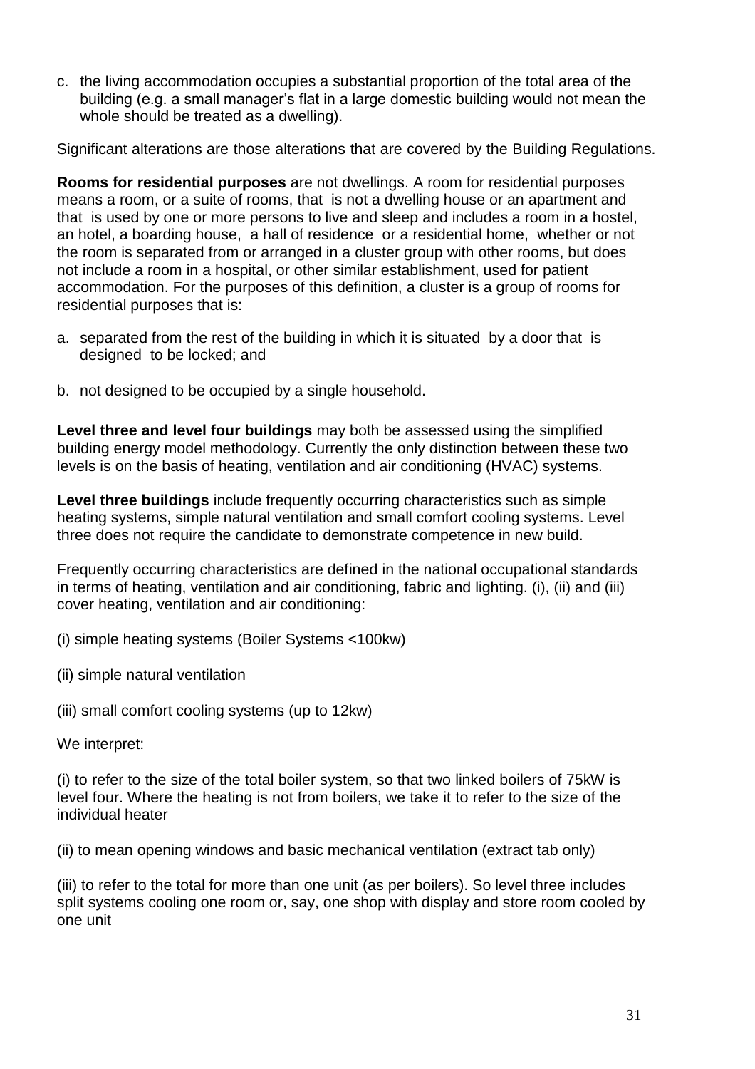c. the living accommodation occupies a substantial proportion of the total area of the building (e.g. a small manager's flat in a large domestic building would not mean the whole should be treated as a dwelling).

Significant alterations are those alterations that are covered by the Building Regulations.

**Rooms for residential purposes** are not dwellings. A room for residential purposes means a room, or a suite of rooms, that is not a dwelling house or an apartment and that is used by one or more persons to live and sleep and includes a room in a hostel, an hotel, a boarding house, a hall of residence or a residential home, whether or not the room is separated from or arranged in a cluster group with other rooms, but does not include a room in a hospital, or other similar establishment, used for patient accommodation. For the purposes of this definition, a cluster is a group of rooms for residential purposes that is:

a. separated from the rest of the building in which it is situated by a door that is designed to be locked; and

b. not designed to be occupied by a single household.

**Level three and level four buildings** may both be assessed using the simplified building energy model methodology. Currently the only distinction between these two levels is on the basis of heating, ventilation and air conditioning (HVAC) systems.

**Level three buildings** include frequently occurring characteristics such as simple heating systems, simple natural ventilation and small comfort cooling systems. Level three does not require the candidate to demonstrate competence in new build.

Frequently occurring characteristics are defined in the national occupational standards in terms of heating, ventilation and air conditioning, fabric and lighting. (i), (ii) and (iii) cover heating, ventilation and air conditioning:

(i) simple heating systems (Boiler Systems <100kw)

(ii) simple natural ventilation

(iii) small comfort cooling systems (up to 12kw)

We interpret:

(i) to refer to the size of the total boiler system, so that two linked boilers of 75kW is level four. Where the heating is not from boilers, we take it to refer to the size of the individual heater

(ii) to mean opening windows and basic mechanical ventilation (extract tab only)

(iii) to refer to the total for more than one unit (as per boilers). So level three includes split systems cooling one room or, say, one shop with display and store room cooled by one unit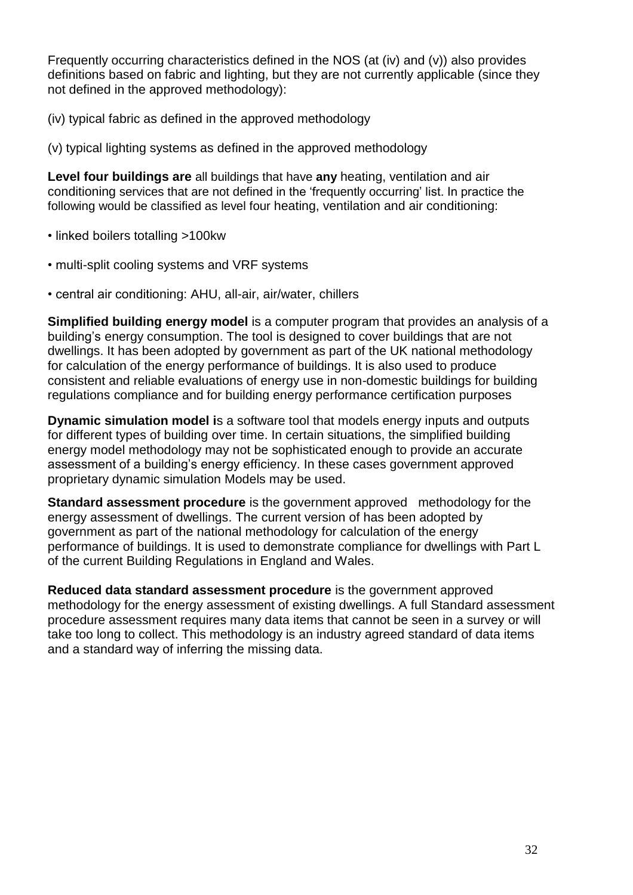Frequently occurring characteristics defined in the NOS (at (iv) and (v)) also provides definitions based on fabric and lighting, but they are not currently applicable (since they not defined in the approved methodology):

(iv) typical fabric as defined in the approved methodology

(v) typical lighting systems as defined in the approved methodology

**Level four buildings are** all buildings that have **any** heating, ventilation and air conditioning services that are not defined in the 'frequently occurring' list. In practice the following would be classified as level four heating, ventilation and air conditioning:

- linked boilers totalling >100kw
- multi-split cooling systems and VRF systems
- central air conditioning: AHU, all-air, air/water, chillers

**Simplified building energy model** is a computer program that provides an analysis of a building's energy consumption. The tool is designed to cover buildings that are not dwellings. It has been adopted by government as part of the UK national methodology for calculation of the energy performance of buildings. It is also used to produce consistent and reliable evaluations of energy use in non-domestic buildings for building regulations compliance and for building energy performance certification purposes

**Dynamic simulation model i**s a software tool that models energy inputs and outputs for different types of building over time. In certain situations, the simplified building energy model methodology may not be sophisticated enough to provide an accurate assessment of a building's energy efficiency. In these cases government approved proprietary dynamic simulation Models may be used.

**Standard assessment procedure** is the government approved methodology for the energy assessment of dwellings. The current version of has been adopted by government as part of the national methodology for calculation of the energy performance of buildings. It is used to demonstrate compliance for dwellings with Part L of the current Building Regulations in England and Wales.

**Reduced data standard assessment procedure** is the government approved methodology for the energy assessment of existing dwellings. A full Standard assessment procedure assessment requires many data items that cannot be seen in a survey or will take too long to collect. This methodology is an industry agreed standard of data items and a standard way of inferring the missing data.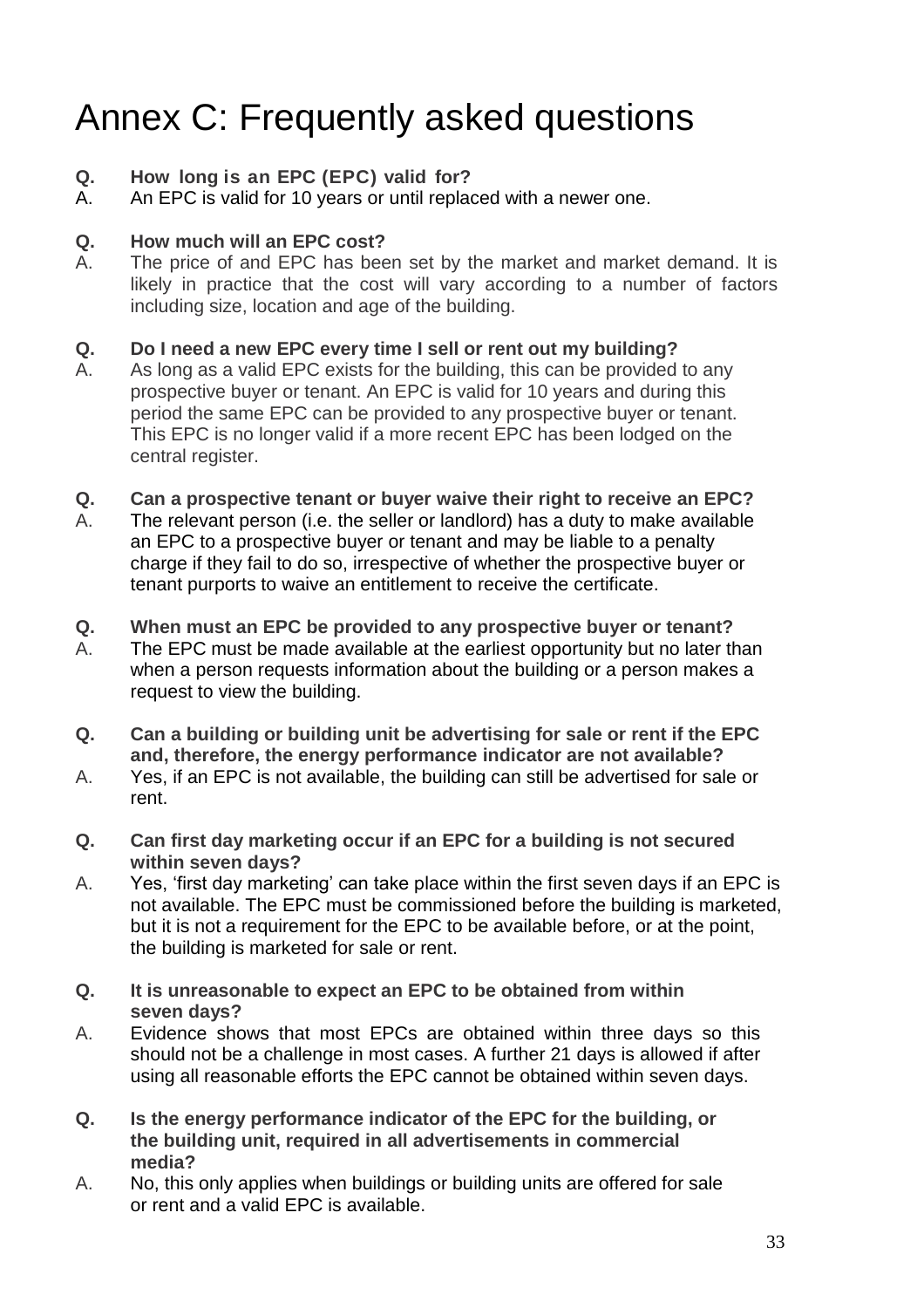# Annex C: Frequently asked questions

**Q. How long is an EPC (EPC) valid for?**

A. An EPC is valid for 10 years or until replaced with a newer one.

**Q. How much will an EPC cost?**

A. The price of and EPC has been set by the market and market demand. It is likely in practice that the cost will vary according to a number of factors including size, location and age of the building.

**Q. Do I need a new EPC every time I sell or rent out my building?**

A. As long as a valid EPC exists for the building, this can be provided to any prospective buyer or tenant. An EPC is valid for 10 years and during this period the same EPC can be provided to any prospective buyer or tenant. This EPC is no longer valid if a more recent EPC has been lodged on the central register.

**Q. Can a prospective tenant or buyer waive their right to receive an EPC?**

A. The relevant person (i.e. the seller or landlord) has a duty to make available an EPC to a prospective buyer or tenant and may be liable to a penalty charge if they fail to do so, irrespective of whether the prospective buyer or tenant purports to waive an entitlement to receive the certificate.

**Q. When must an EPC be provided to any prospective buyer or tenant?**

A. The EPC must be made available at the earliest opportunity but no later than when a person requests information about the building or a person makes a request to view the building.

**Q. Can a building or building unit be advertising for sale or rent if the EPC and, therefore, the energy performance indicator are not available?**

A. Yes, if an EPC is not available, the building can still be advertised for sale or rent.

**Q. Can first day marketing occur if an EPC for a building is not secured within seven days?**

A. Yes, 'first day marketing' can take place within the first seven days if an EPC is not available. The EPC must be commissioned before the building is marketed, but it is not a requirement for the EPC to be available before, or at the point, the building is marketed for sale or rent.

**Q. It is unreasonable to expect an EPC to be obtained from within seven days?**

A. Evidence shows that most EPCs are obtained within three days so this should not be a challenge in most cases. A further 21 days is allowed if after using all reasonable efforts the EPC cannot be obtained within seven days.

**Q. Is the energy performance indicator of the EPC for the building, or the building unit, required in all advertisements in commercial media?**

A. No, this only applies when buildings or building units are offered for sale or rent and a valid EPC is available.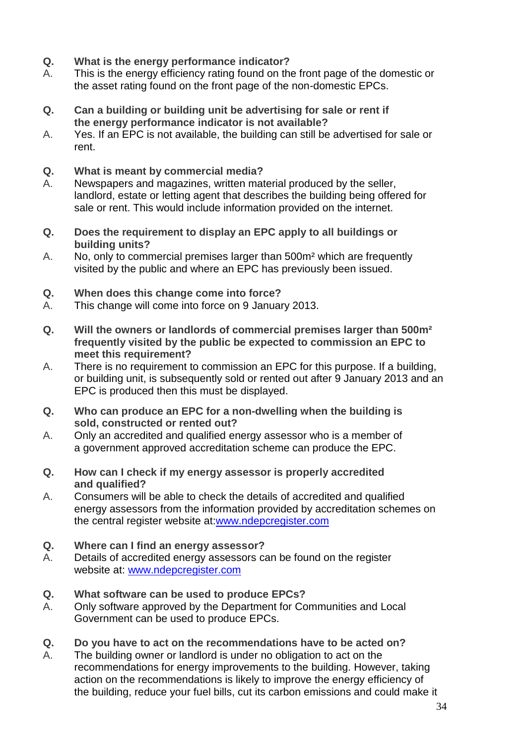**Q. What is the energy performance indicator?**

A. This is the energy efficiency rating found on the front page of the domestic or the asset rating found on the front page of the non-domestic EPCs.

**Q. Can a building or building unit be advertising for sale or rent if the energy performance indicator is not available?**

A. Yes. If an EPC is not available, the building can still be advertised for sale or rent.

**Q. What is meant by commercial media?**

A. Newspapers and magazines, written material produced by the seller, landlord, estate or letting agent that describes the building being offered for sale or rent. This would include information provided on the internet.

**Q. Does the requirement to display an EPC apply to all buildings or building units?**

A. No, only to commercial premises larger than 500m² which are frequently visited by the public and where an EPC has previously been issued.

**Q. When does this change come into force?**

A. This change will come into force on 9 January 2013.

**Q. Will the owners or landlords of commercial premises larger than 500m² frequently visited by the public be expected to commission an EPC to meet this requirement?**

A. There is no requirement to commission an EPC for this purpose. If a building, or building unit, is subsequently sold or rented out after 9 January 2013 and an EPC is produced then this must be displayed.

**Q. Who can produce an EPC for a non-dwelling when the building is sold, constructed or rented out?**

A. Only an accredited and qualified energy assessor who is a member of a government approved accreditation scheme can produce the EPC.

**Q. How can I check if my energy assessor is properly accredited and qualified?**

A. Consumers will be able to check the details of accredited and qualified energy assessors from the information provided by accreditation schemes on the central register website at:[www.ndepcregister.com](http://www.ndepcregister.com)

**Q. Where can I find an energy assessor?**

A. Details of accredited energy assessors can be found on the register website at: [www.ndepcregister.com](http://www.ndepcregister.com)

**Q. What software can be used to produce EPCs?**

A. Only software approved by the Department for Communities and Local Government can be used to produce EPCs.

**Q. Do you have to act on the recommendations have to be acted on?**

A. The building owner or landlord is under no obligation to act on the recommendations for energy improvements to the building. However, taking action on the recommendations is likely to improve the energy efficiency of the building, reduce your fuel bills, cut its carbon emissions and could make it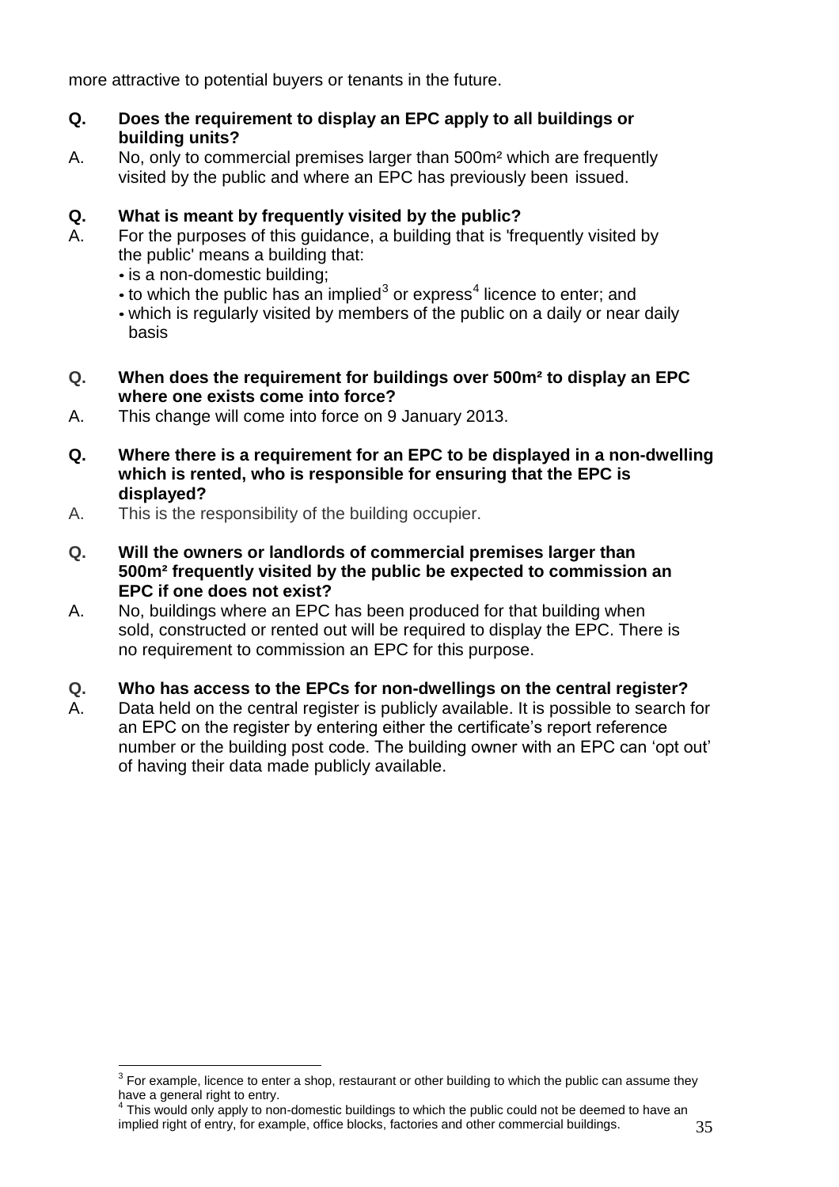more attractive to potential buyers or tenants in the future.

**Q. Does the requirement to display an EPC apply to all buildings or building units?**

A. No, only to commercial premises larger than 500m² which are frequently visited by the public and where an EPC has previously been issued.

**Q. What is meant by frequently visited by the public?**

A. For the purposes of this guidance, a building that is 'frequently visited by the public' means a building that:

- is a non-domestic building;
- to which the public has an implied[3] or express[4] licence to enter; and
- which is regularly visited by members of the public on a daily or near daily basis

**Q. When does the requirement for buildings over 500m² to display an EPC where one exists come into force?**

A. This change will come into force on 9 January 2013.

**Q. Where there is a requirement for an EPC to be displayed in a non-dwelling which is rented, who is responsible for ensuring that the EPC is displayed?**

A. This is the responsibility of the building occupier.

**Q. Will the owners or landlords of commercial premises larger than 500m² frequently visited by the public be expected to commission an EPC if one does not exist?**

A. No, buildings where an EPC has been produced for that building when sold, constructed or rented out will be required to display the EPC. There is no requirement to commission an EPC for this purpose.

**Q. Who has access to the EPCs for non-dwellings on the central register?**

A. Data held on the central register is publicly available. It is possible to search for an EPC on the register by entering either the certificate's report reference number or the building post code. The building owner with an EPC can 'opt out' of having their data made publicly available.

---

[3] For example, licence to enter a shop, restaurant or other building to which the public can assume they have a general right to entry.

[4] This would only apply to non-domestic buildings to which the public could not be deemed to have an implied right of entry, for example, office blocks, factories and other commercial buildings.